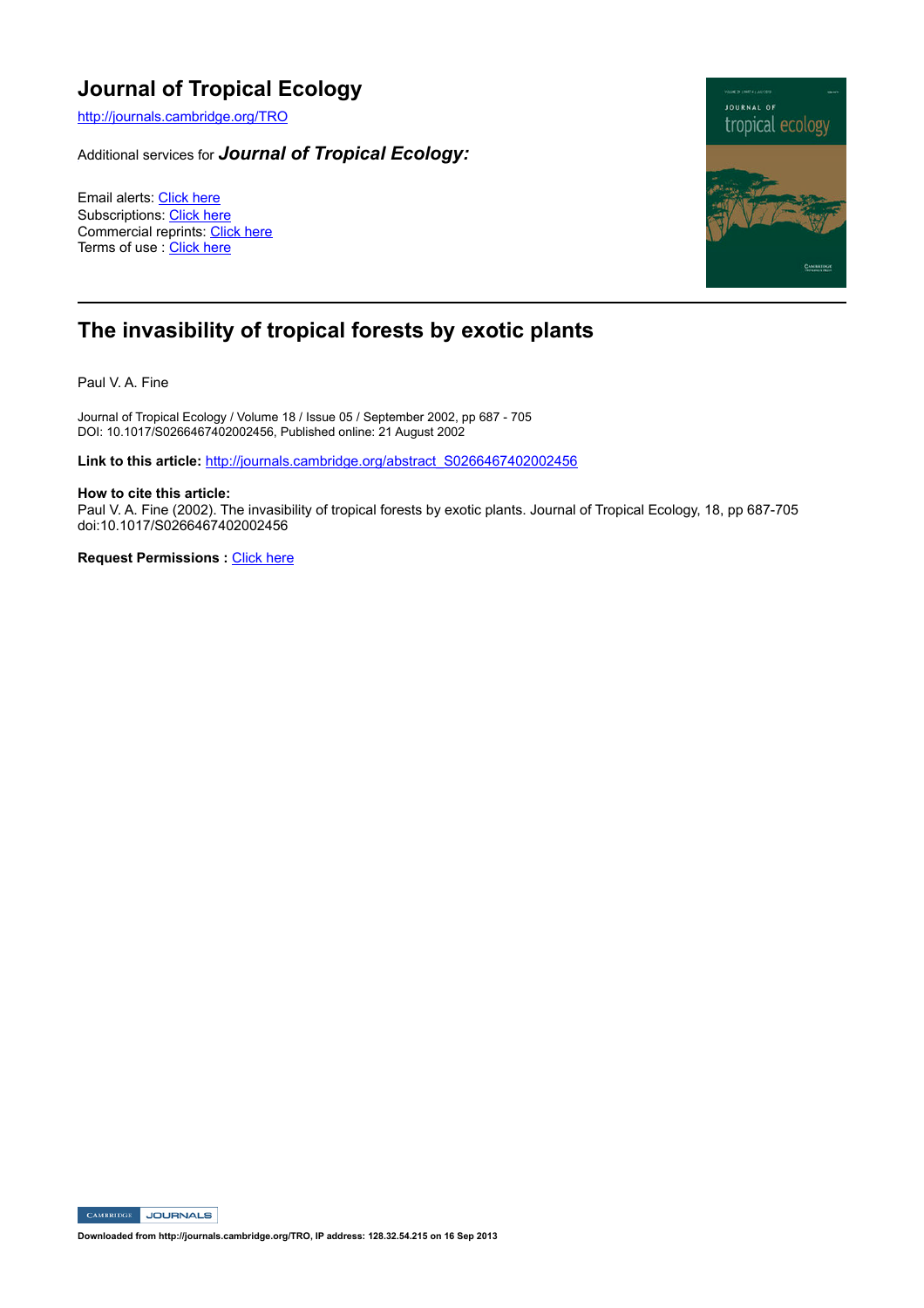# Journal of Tropical Ecology

http://journals.cambridge.org/TRO

Additional services for ***Journal of Tropical Ecology:***

Email alerts: Click here
Subscriptions: Click here
Commercial reprints: Click here
Terms of use : Click here

## The invasibility of tropical forests by exotic plants

Paul V. A. Fine

Journal of Tropical Ecology / Volume 18 / Issue 05 / September 2002, pp 687 - 705
DOI: 10.1017/S0266467402002456, Published online: 21 August 2002

**Link to this article:** http://journals.cambridge.org/abstract_S0266467402002456

**How to cite this article:**
Paul V. A. Fine (2002). The invasibility of tropical forests by exotic plants. Journal of Tropical Ecology, 18, pp 687-705 doi:10.1017/S0266467402002456

**Request Permissions :** Click here

**Downloaded from http://journals.cambridge.org/TRO, IP address: 128.32.54.215 on 16 Sep 2013**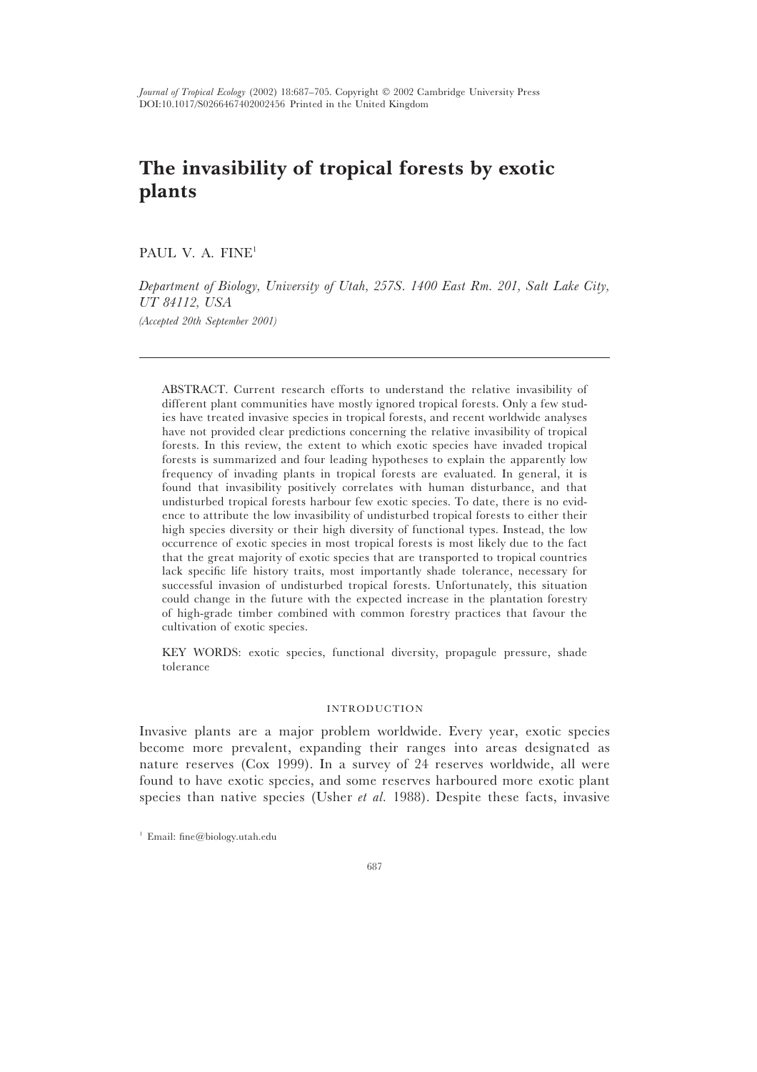# The invasibility of tropical forests by exotic plants

PAUL V. A. FINE[1]

*Department of Biology, University of Utah, 257S. 1400 East Rm. 201, Salt Lake City, UT 84112, USA*

*(Accepted 20th September 2001)*

ABSTRACT. Current research efforts to understand the relative invasibility of different plant communities have mostly ignored tropical forests. Only a few studies have treated invasive species in tropical forests, and recent worldwide analyses have not provided clear predictions concerning the relative invasibility of tropical forests. In this review, the extent to which exotic species have invaded tropical forests is summarized and four leading hypotheses to explain the apparently low frequency of invading plants in tropical forests are evaluated. In general, it is found that invasibility positively correlates with human disturbance, and that undisturbed tropical forests harbour few exotic species. To date, there is no evidence to attribute the low invasibility of undisturbed tropical forests to either their high species diversity or their high diversity of functional types. Instead, the low occurrence of exotic species in most tropical forests is most likely due to the fact that the great majority of exotic species that are transported to tropical countries lack specific life history traits, most importantly shade tolerance, necessary for successful invasion of undisturbed tropical forests. Unfortunately, this situation could change in the future with the expected increase in the plantation forestry of high-grade timber combined with common forestry practices that favour the cultivation of exotic species.

KEY WORDS: exotic species, functional diversity, propagule pressure, shade tolerance

## INTRODUCTION

Invasive plants are a major problem worldwide. Every year, exotic species become more prevalent, expanding their ranges into areas designated as nature reserves (Cox 1999). In a survey of 24 reserves worldwide, all were found to have exotic species, and some reserves harboured more exotic plant species than native species (Usher *et al.* 1988). Despite these facts, invasive

[1] Email: fine@biology.utah.edu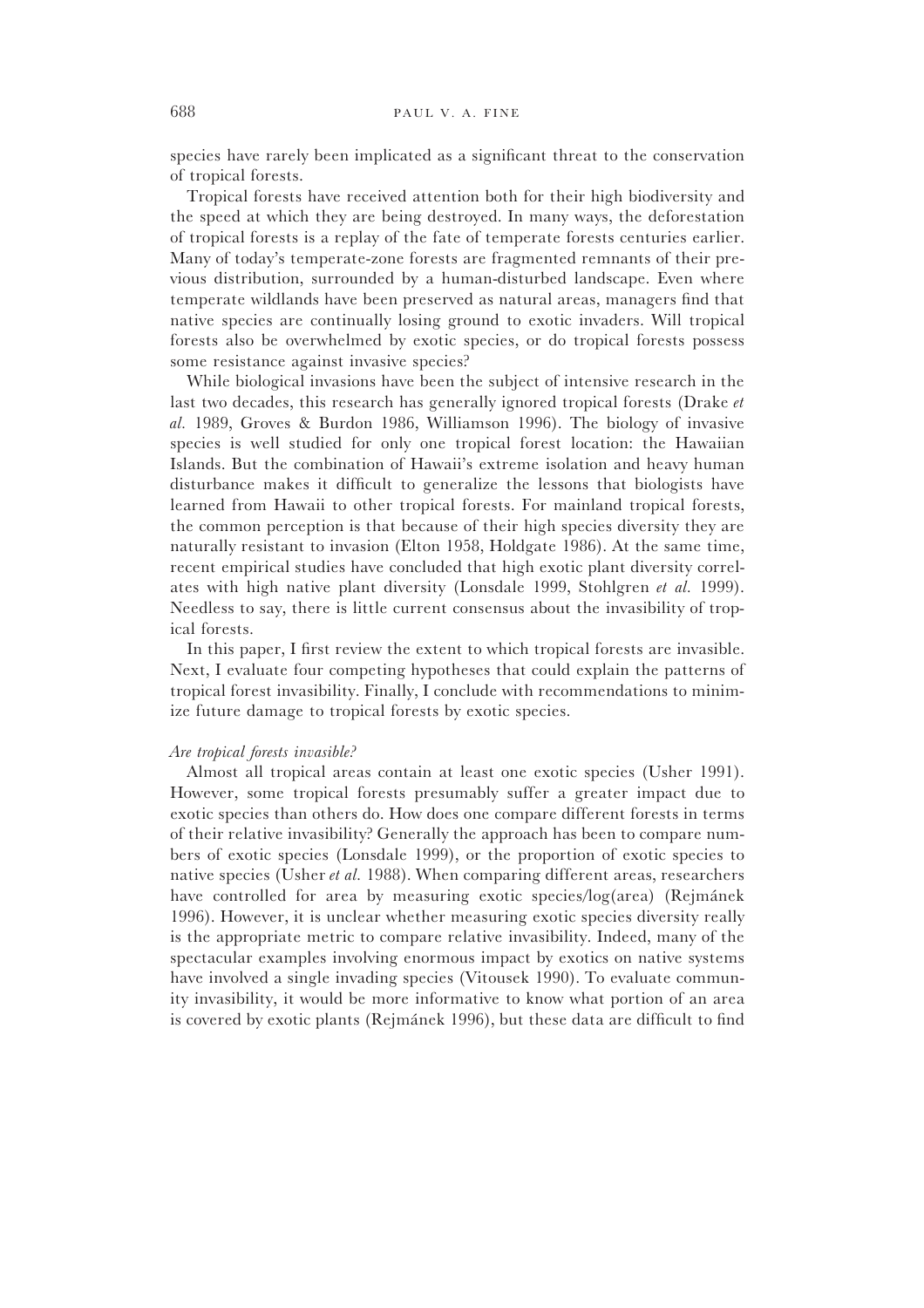species have rarely been implicated as a significant threat to the conservation of tropical forests.

Tropical forests have received attention both for their high biodiversity and the speed at which they are being destroyed. In many ways, the deforestation of tropical forests is a replay of the fate of temperate forests centuries earlier. Many of today's temperate-zone forests are fragmented remnants of their previous distribution, surrounded by a human-disturbed landscape. Even where temperate wildlands have been preserved as natural areas, managers find that native species are continually losing ground to exotic invaders. Will tropical forests also be overwhelmed by exotic species, or do tropical forests possess some resistance against invasive species?

While biological invasions have been the subject of intensive research in the last two decades, this research has generally ignored tropical forests (Drake *et al.* 1989, Groves & Burdon 1986, Williamson 1996). The biology of invasive species is well studied for only one tropical forest location: the Hawaiian Islands. But the combination of Hawaii's extreme isolation and heavy human disturbance makes it difficult to generalize the lessons that biologists have learned from Hawaii to other tropical forests. For mainland tropical forests, the common perception is that because of their high species diversity they are naturally resistant to invasion (Elton 1958, Holdgate 1986). At the same time, recent empirical studies have concluded that high exotic plant diversity correlates with high native plant diversity (Lonsdale 1999, Stohlgren *et al.* 1999). Needless to say, there is little current consensus about the invasibility of tropical forests.

In this paper, I first review the extent to which tropical forests are invasible. Next, I evaluate four competing hypotheses that could explain the patterns of tropical forest invasibility. Finally, I conclude with recommendations to minimize future damage to tropical forests by exotic species.

*Are tropical forests invasible?*

Almost all tropical areas contain at least one exotic species (Usher 1991). However, some tropical forests presumably suffer a greater impact due to exotic species than others do. How does one compare different forests in terms of their relative invasibility? Generally the approach has been to compare numbers of exotic species (Lonsdale 1999), or the proportion of exotic species to native species (Usher *et al.* 1988). When comparing different areas, researchers have controlled for area by measuring exotic species/log(area) (Rejmánek 1996). However, it is unclear whether measuring exotic species diversity really is the appropriate metric to compare relative invasibility. Indeed, many of the spectacular examples involving enormous impact by exotics on native systems have involved a single invading species (Vitousek 1990). To evaluate community invasibility, it would be more informative to know what portion of an area is covered by exotic plants (Rejmánek 1996), but these data are difficult to find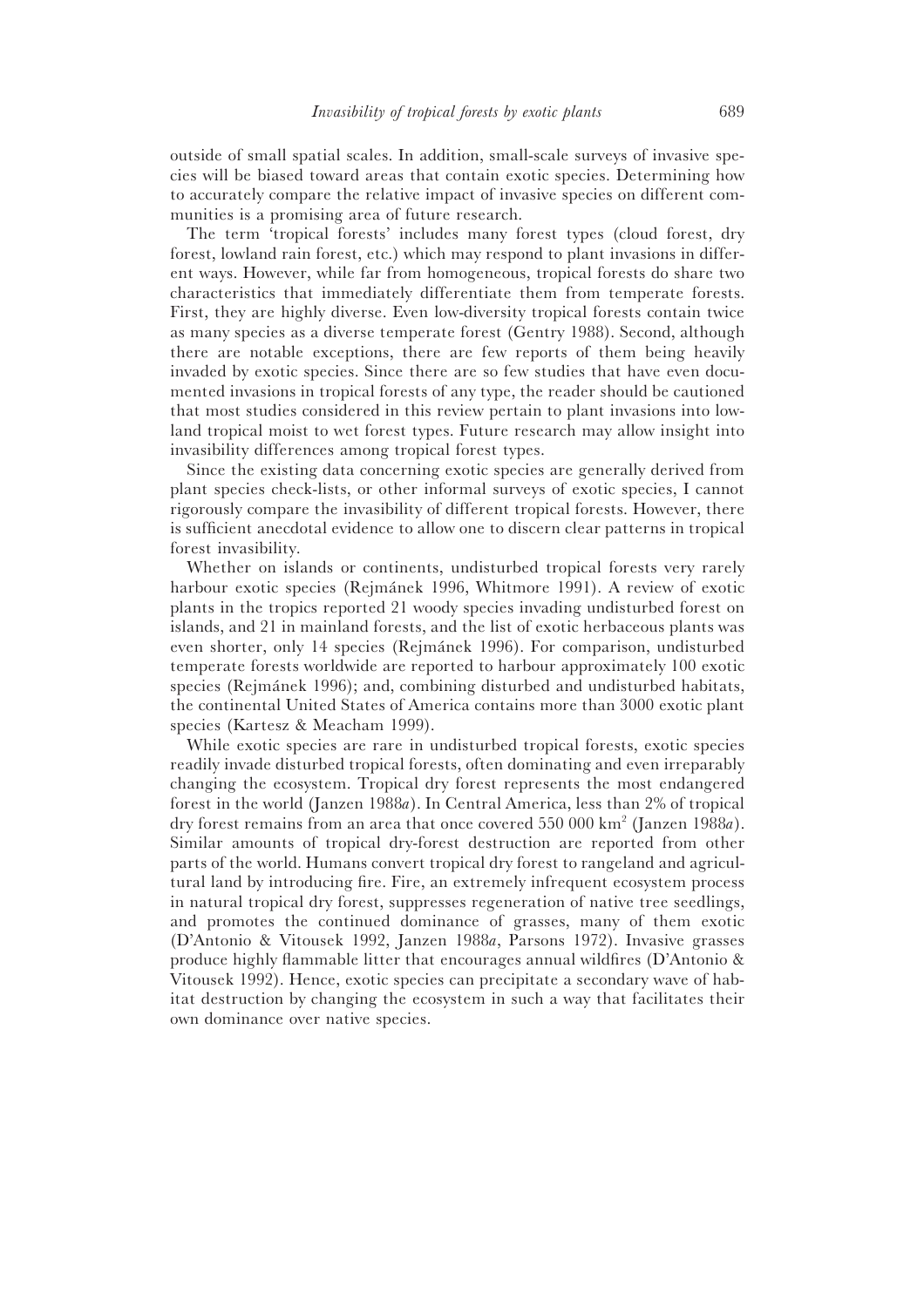outside of small spatial scales. In addition, small-scale surveys of invasive species will be biased toward areas that contain exotic species. Determining how to accurately compare the relative impact of invasive species on different communities is a promising area of future research.

The term 'tropical forests' includes many forest types (cloud forest, dry forest, lowland rain forest, etc.) which may respond to plant invasions in different ways. However, while far from homogeneous, tropical forests do share two characteristics that immediately differentiate them from temperate forests. First, they are highly diverse. Even low-diversity tropical forests contain twice as many species as a diverse temperate forest (Gentry 1988). Second, although there are notable exceptions, there are few reports of them being heavily invaded by exotic species. Since there are so few studies that have even documented invasions in tropical forests of any type, the reader should be cautioned that most studies considered in this review pertain to plant invasions into lowland tropical moist to wet forest types. Future research may allow insight into invasibility differences among tropical forest types.

Since the existing data concerning exotic species are generally derived from plant species check-lists, or other informal surveys of exotic species, I cannot rigorously compare the invasibility of different tropical forests. However, there is sufficient anecdotal evidence to allow one to discern clear patterns in tropical forest invasibility.

Whether on islands or continents, undisturbed tropical forests very rarely harbour exotic species (Rejmánek 1996, Whitmore 1991). A review of exotic plants in the tropics reported 21 woody species invading undisturbed forest on islands, and 21 in mainland forests, and the list of exotic herbaceous plants was even shorter, only 14 species (Rejmánek 1996). For comparison, undisturbed temperate forests worldwide are reported to harbour approximately 100 exotic species (Rejmánek 1996); and, combining disturbed and undisturbed habitats, the continental United States of America contains more than 3000 exotic plant species (Kartesz & Meacham 1999).

While exotic species are rare in undisturbed tropical forests, exotic species readily invade disturbed tropical forests, often dominating and even irreparably changing the ecosystem. Tropical dry forest represents the most endangered forest in the world (Janzen 1988*a*). In Central America, less than 2% of tropical dry forest remains from an area that once covered 550 000 km$^2$ (Janzen 1988*a*). Similar amounts of tropical dry-forest destruction are reported from other parts of the world. Humans convert tropical dry forest to rangeland and agricultural land by introducing fire. Fire, an extremely infrequent ecosystem process in natural tropical dry forest, suppresses regeneration of native tree seedlings, and promotes the continued dominance of grasses, many of them exotic (D'Antonio & Vitousek 1992, Janzen 1988*a*, Parsons 1972). Invasive grasses produce highly flammable litter that encourages annual wildfires (D'Antonio & Vitousek 1992). Hence, exotic species can precipitate a secondary wave of habitat destruction by changing the ecosystem in such a way that facilitates their own dominance over native species.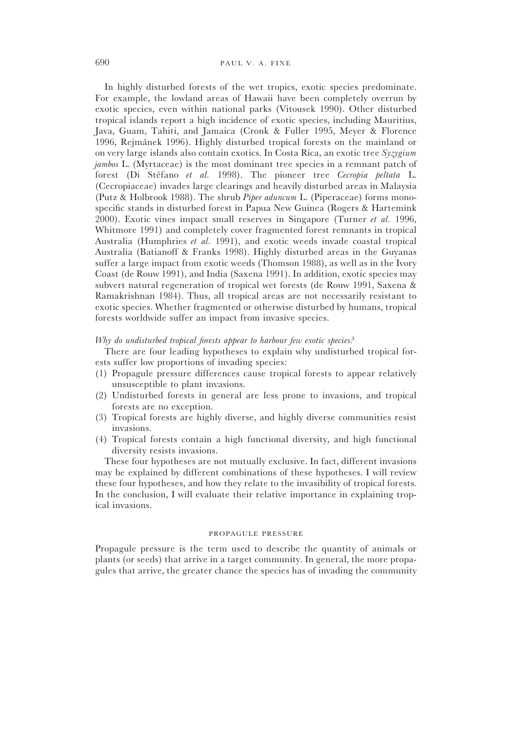In highly disturbed forests of the wet tropics, exotic species predominate. For example, the lowland areas of Hawaii have been completely overrun by exotic species, even within national parks (Vitousek 1990). Other disturbed tropical islands report a high incidence of exotic species, including Mauritius, Java, Guam, Tahiti, and Jamaica (Cronk & Fuller 1995, Meyer & Florence 1996, Rejmánek 1996). Highly disturbed tropical forests on the mainland or on very large islands also contain exotics. In Costa Rica, an exotic tree *Syzygium jambos* L. (Myrtaceae) is the most dominant tree species in a remnant patch of forest (Di Stéfano *et al.* 1998). The pioneer tree *Cecropia peltata* L. (Cecropiaceae) invades large clearings and heavily disturbed areas in Malaysia (Putz & Holbrook 1988). The shrub *Piper aduncum* L. (Piperaceae) forms monospecific stands in disturbed forest in Papua New Guinea (Rogers & Hartemink 2000). Exotic vines impact small reserves in Singapore (Turner *et al.* 1996, Whitmore 1991) and completely cover fragmented forest remnants in tropical Australia (Humphries *et al.* 1991), and exotic weeds invade coastal tropical Australia (Batianoff & Franks 1998). Highly disturbed areas in the Guyanas suffer a large impact from exotic weeds (Thomson 1988), as well as in the Ivory Coast (de Rouw 1991), and India (Saxena 1991). In addition, exotic species may subvert natural regeneration of tropical wet forests (de Rouw 1991, Saxena & Ramakrishnan 1984). Thus, all tropical areas are not necessarily resistant to exotic species. Whether fragmented or otherwise disturbed by humans, tropical forests worldwide suffer an impact from invasive species.

*Why do undisturbed tropical forests appear to harbour few exotic species?*

There are four leading hypotheses to explain why undisturbed tropical forests suffer low proportions of invading species:

(1) Propagule pressure differences cause tropical forests to appear relatively unsusceptible to plant invasions.
(2) Undisturbed forests in general are less prone to invasions, and tropical forests are no exception.
(3) Tropical forests are highly diverse, and highly diverse communities resist invasions.
(4) Tropical forests contain a high functional diversity, and high functional diversity resists invasions.

These four hypotheses are not mutually exclusive. In fact, different invasions may be explained by different combinations of these hypotheses. I will review these four hypotheses, and how they relate to the invasibility of tropical forests. In the conclusion, I will evaluate their relative importance in explaining tropical invasions.

## PROPAGULE PRESSURE

Propagule pressure is the term used to describe the quantity of animals or plants (or seeds) that arrive in a target community. In general, the more propagules that arrive, the greater chance the species has of invading the community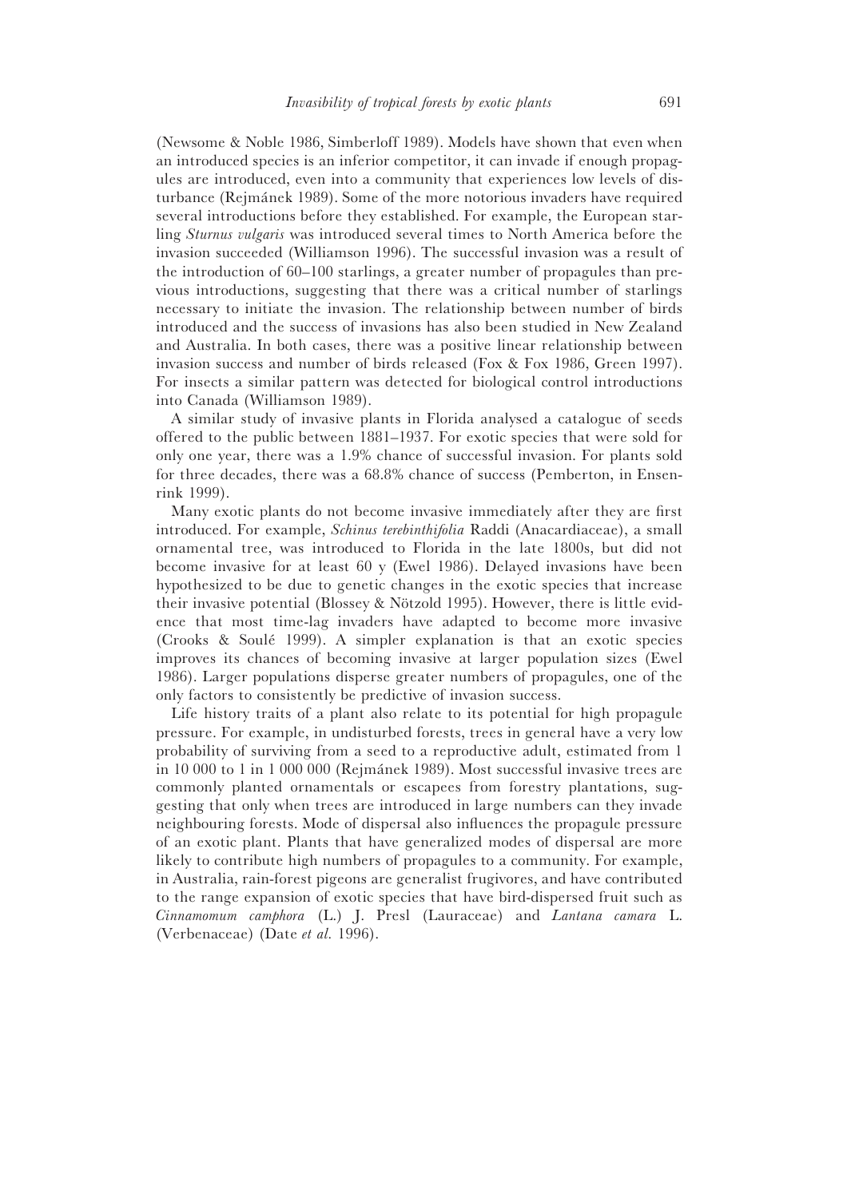(Newsome & Noble 1986, Simberloff 1989). Models have shown that even when an introduced species is an inferior competitor, it can invade if enough propagules are introduced, even into a community that experiences low levels of disturbance (Rejmánek 1989). Some of the more notorious invaders have required several introductions before they established. For example, the European starling *Sturnus vulgaris* was introduced several times to North America before the invasion succeeded (Williamson 1996). The successful invasion was a result of the introduction of 60–100 starlings, a greater number of propagules than previous introductions, suggesting that there was a critical number of starlings necessary to initiate the invasion. The relationship between number of birds introduced and the success of invasions has also been studied in New Zealand and Australia. In both cases, there was a positive linear relationship between invasion success and number of birds released (Fox & Fox 1986, Green 1997). For insects a similar pattern was detected for biological control introductions into Canada (Williamson 1989).

A similar study of invasive plants in Florida analysed a catalogue of seeds offered to the public between 1881–1937. For exotic species that were sold for only one year, there was a 1.9% chance of successful invasion. For plants sold for three decades, there was a 68.8% chance of success (Pemberton, in Ensenrink 1999).

Many exotic plants do not become invasive immediately after they are first introduced. For example, *Schinus terebinthifolia* Raddi (Anacardiaceae), a small ornamental tree, was introduced to Florida in the late 1800s, but did not become invasive for at least 60 y (Ewel 1986). Delayed invasions have been hypothesized to be due to genetic changes in the exotic species that increase their invasive potential (Blossey & Nötzold 1995). However, there is little evidence that most time-lag invaders have adapted to become more invasive (Crooks & Soulé 1999). A simpler explanation is that an exotic species improves its chances of becoming invasive at larger population sizes (Ewel 1986). Larger populations disperse greater numbers of propagules, one of the only factors to consistently be predictive of invasion success.

Life history traits of a plant also relate to its potential for high propagule pressure. For example, in undisturbed forests, trees in general have a very low probability of surviving from a seed to a reproductive adult, estimated from 1 in 10 000 to 1 in 1 000 000 (Rejmánek 1989). Most successful invasive trees are commonly planted ornamentals or escapees from forestry plantations, suggesting that only when trees are introduced in large numbers can they invade neighbouring forests. Mode of dispersal also influences the propagule pressure of an exotic plant. Plants that have generalized modes of dispersal are more likely to contribute high numbers of propagules to a community. For example, in Australia, rain-forest pigeons are generalist frugivores, and have contributed to the range expansion of exotic species that have bird-dispersed fruit such as *Cinnamomum camphora* (L.) J. Presl (Lauraceae) and *Lantana camara* L. (Verbenaceae) (Date *et al.* 1996).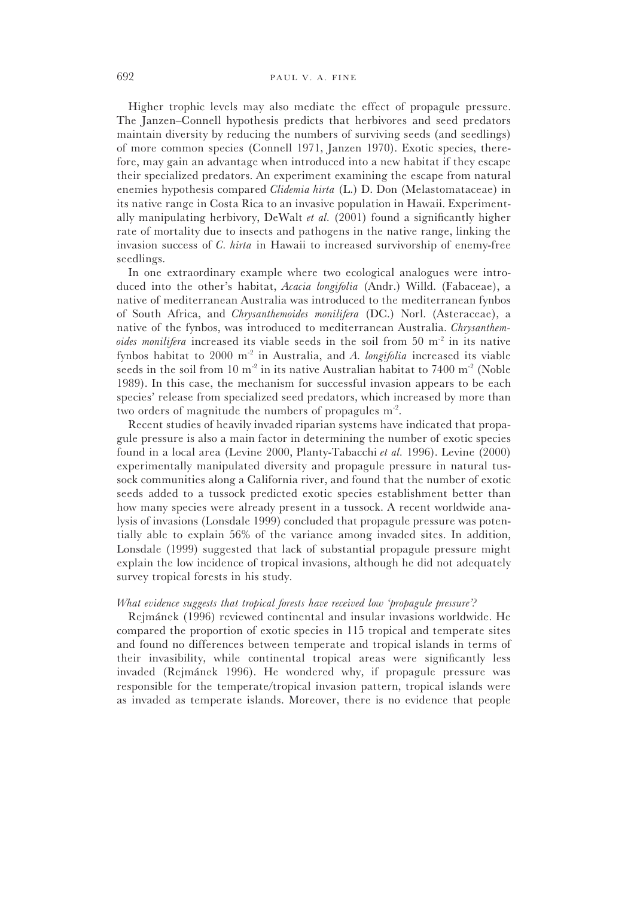Higher trophic levels may also mediate the effect of propagule pressure. The Janzen–Connell hypothesis predicts that herbivores and seed predators maintain diversity by reducing the numbers of surviving seeds (and seedlings) of more common species (Connell 1971, Janzen 1970). Exotic species, therefore, may gain an advantage when introduced into a new habitat if they escape their specialized predators. An experiment examining the escape from natural enemies hypothesis compared *Clidemia hirta* (L.) D. Don (Melastomataceae) in its native range in Costa Rica to an invasive population in Hawaii. Experimentally manipulating herbivory, DeWalt *et al.* (2001) found a significantly higher rate of mortality due to insects and pathogens in the native range, linking the invasion success of *C. hirta* in Hawaii to increased survivorship of enemy-free seedlings.

In one extraordinary example where two ecological analogues were introduced into the other's habitat, *Acacia longifolia* (Andr.) Willd. (Fabaceae), a native of mediterranean Australia was introduced to the mediterranean fynbos of South Africa, and *Chrysanthemoides monilifera* (DC.) Norl. (Asteraceae), a native of the fynbos, was introduced to mediterranean Australia. *Chrysanthemoides monilifera* increased its viable seeds in the soil from 50 $m^{-2}$ in its native fynbos habitat to 2000 $m^{-2}$ in Australia, and *A. longifolia* increased its viable seeds in the soil from 10 $m^{-2}$ in its native Australian habitat to 7400 $m^{-2}$ (Noble 1989). In this case, the mechanism for successful invasion appears to be each species' release from specialized seed predators, which increased by more than two orders of magnitude the numbers of propagules $m^{-2}$.

Recent studies of heavily invaded riparian systems have indicated that propagule pressure is also a main factor in determining the number of exotic species found in a local area (Levine 2000, Planty-Tabacchi *et al.* 1996). Levine (2000) experimentally manipulated diversity and propagule pressure in natural tussock communities along a California river, and found that the number of exotic seeds added to a tussock predicted exotic species establishment better than how many species were already present in a tussock. A recent worldwide analysis of invasions (Lonsdale 1999) concluded that propagule pressure was potentially able to explain 56% of the variance among invaded sites. In addition, Lonsdale (1999) suggested that lack of substantial propagule pressure might explain the low incidence of tropical invasions, although he did not adequately survey tropical forests in his study.

*What evidence suggests that tropical forests have received low 'propagule pressure'?*

Rejmánek (1996) reviewed continental and insular invasions worldwide. He compared the proportion of exotic species in 115 tropical and temperate sites and found no differences between temperate and tropical islands in terms of their invasibility, while continental tropical areas were significantly less invaded (Rejmánek 1996). He wondered why, if propagule pressure was responsible for the temperate/tropical invasion pattern, tropical islands were as invaded as temperate islands. Moreover, there is no evidence that people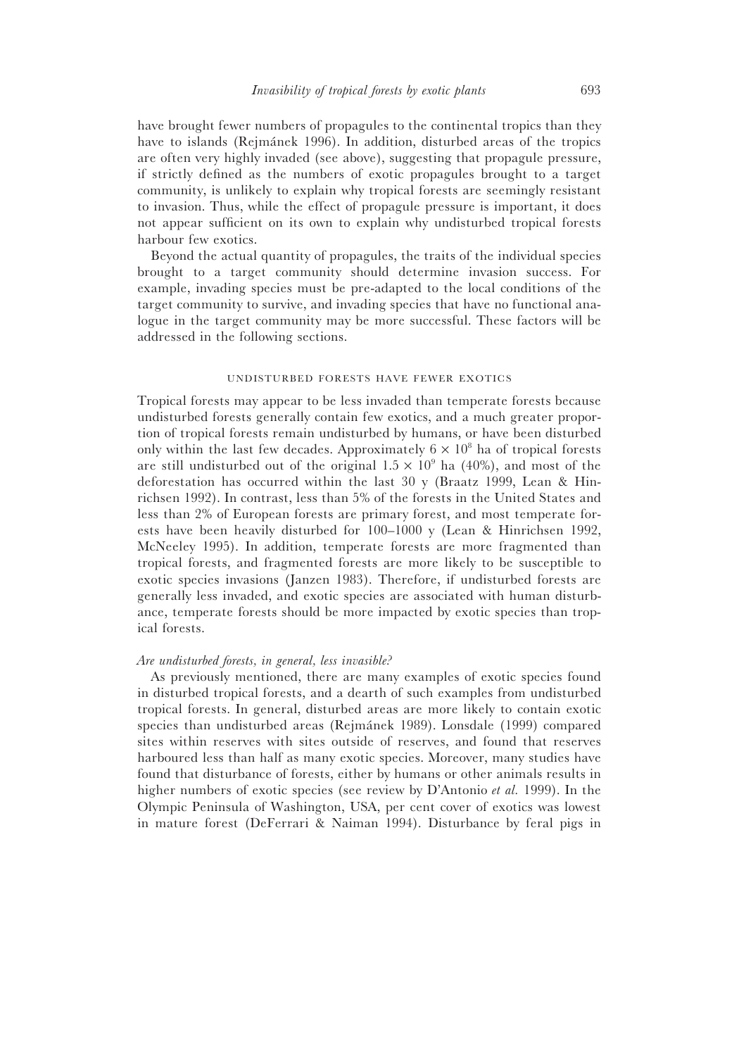have brought fewer numbers of propagules to the continental tropics than they have to islands (Rejmánek 1996). In addition, disturbed areas of the tropics are often very highly invaded (see above), suggesting that propagule pressure, if strictly defined as the numbers of exotic propagules brought to a target community, is unlikely to explain why tropical forests are seemingly resistant to invasion. Thus, while the effect of propagule pressure is important, it does not appear sufficient on its own to explain why undisturbed tropical forests harbour few exotics.

Beyond the actual quantity of propagules, the traits of the individual species brought to a target community should determine invasion success. For example, invading species must be pre-adapted to the local conditions of the target community to survive, and invading species that have no functional analogue in the target community may be more successful. These factors will be addressed in the following sections.

## UNDISTURBED FORESTS HAVE FEWER EXOTICS

Tropical forests may appear to be less invaded than temperate forests because undisturbed forests generally contain few exotics, and a much greater proportion of tropical forests remain undisturbed by humans, or have been disturbed only within the last few decades. Approximately $6 \times 10^8$ ha of tropical forests are still undisturbed out of the original $1.5 \times 10^9$ ha (40%), and most of the deforestation has occurred within the last 30 y (Braatz 1999, Lean & Hinrichsen 1992). In contrast, less than 5% of the forests in the United States and less than 2% of European forests are primary forest, and most temperate forests have been heavily disturbed for 100–1000 y (Lean & Hinrichsen 1992, McNeeley 1995). In addition, temperate forests are more fragmented than tropical forests, and fragmented forests are more likely to be susceptible to exotic species invasions (Janzen 1983). Therefore, if undisturbed forests are generally less invaded, and exotic species are associated with human disturbance, temperate forests should be more impacted by exotic species than tropical forests.

### *Are undisturbed forests, in general, less invasible?*

As previously mentioned, there are many examples of exotic species found in disturbed tropical forests, and a dearth of such examples from undisturbed tropical forests. In general, disturbed areas are more likely to contain exotic species than undisturbed areas (Rejmánek 1989). Lonsdale (1999) compared sites within reserves with sites outside of reserves, and found that reserves harboured less than half as many exotic species. Moreover, many studies have found that disturbance of forests, either by humans or other animals results in higher numbers of exotic species (see review by D'Antonio *et al.* 1999). In the Olympic Peninsula of Washington, USA, per cent cover of exotics was lowest in mature forest (DeFerrari & Naiman 1994). Disturbance by feral pigs in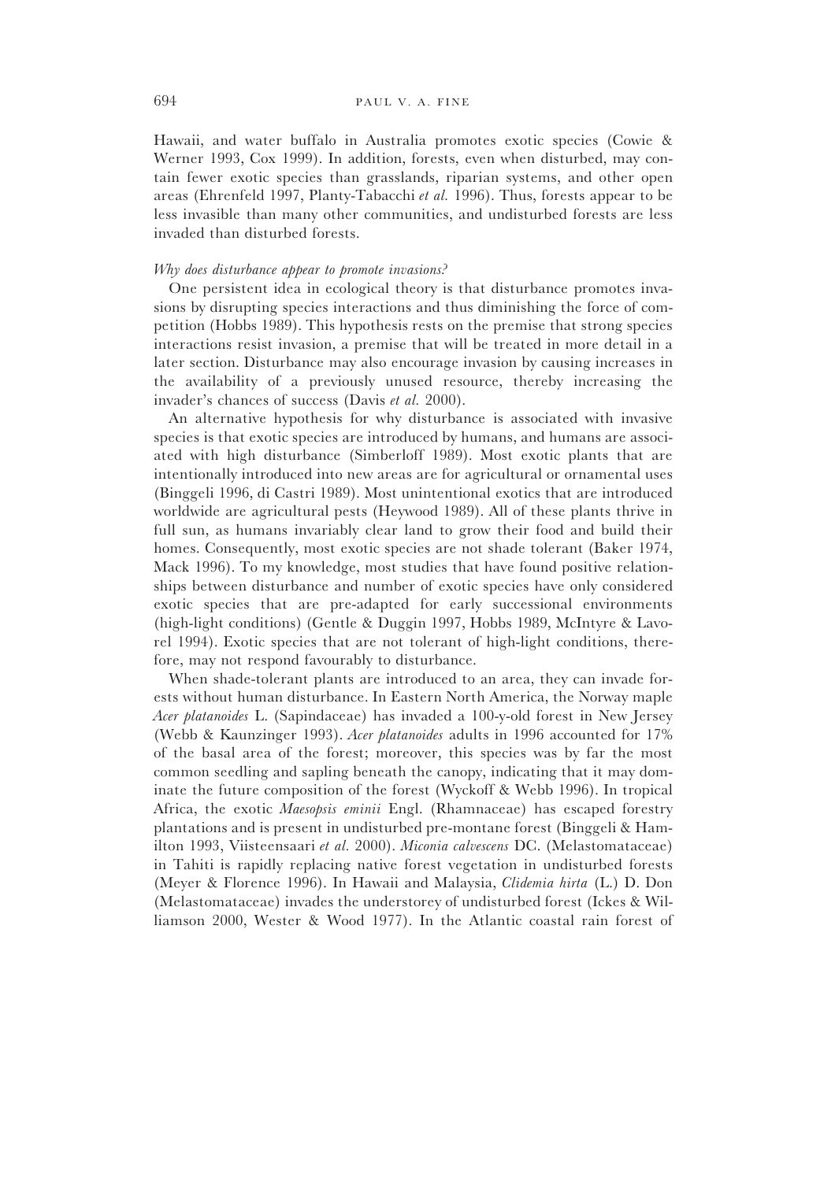Hawaii, and water buffalo in Australia promotes exotic species (Cowie & Werner 1993, Cox 1999). In addition, forests, even when disturbed, may contain fewer exotic species than grasslands, riparian systems, and other open areas (Ehrenfeld 1997, Planty-Tabacchi *et al.* 1996). Thus, forests appear to be less invasible than many other communities, and undisturbed forests are less invaded than disturbed forests.

*Why does disturbance appear to promote invasions?*

One persistent idea in ecological theory is that disturbance promotes invasions by disrupting species interactions and thus diminishing the force of competition (Hobbs 1989). This hypothesis rests on the premise that strong species interactions resist invasion, a premise that will be treated in more detail in a later section. Disturbance may also encourage invasion by causing increases in the availability of a previously unused resource, thereby increasing the invader's chances of success (Davis *et al.* 2000).

An alternative hypothesis for why disturbance is associated with invasive species is that exotic species are introduced by humans, and humans are associated with high disturbance (Simberloff 1989). Most exotic plants that are intentionally introduced into new areas are for agricultural or ornamental uses (Binggeli 1996, di Castri 1989). Most unintentional exotics that are introduced worldwide are agricultural pests (Heywood 1989). All of these plants thrive in full sun, as humans invariably clear land to grow their food and build their homes. Consequently, most exotic species are not shade tolerant (Baker 1974, Mack 1996). To my knowledge, most studies that have found positive relationships between disturbance and number of exotic species have only considered exotic species that are pre-adapted for early successional environments (high-light conditions) (Gentle & Duggin 1997, Hobbs 1989, McIntyre & Lavorel 1994). Exotic species that are not tolerant of high-light conditions, therefore, may not respond favourably to disturbance.

When shade-tolerant plants are introduced to an area, they can invade forests without human disturbance. In Eastern North America, the Norway maple *Acer platanoides* L. (Sapindaceae) has invaded a 100-y-old forest in New Jersey (Webb & Kaunzinger 1993). *Acer platanoides* adults in 1996 accounted for 17% of the basal area of the forest; moreover, this species was by far the most common seedling and sapling beneath the canopy, indicating that it may dominate the future composition of the forest (Wyckoff & Webb 1996). In tropical Africa, the exotic *Maesopsis eminii* Engl. (Rhamnaceae) has escaped forestry plantations and is present in undisturbed pre-montane forest (Binggeli & Hamilton 1993, Viisteensaari *et al.* 2000). *Miconia calvescens* DC. (Melastomataceae) in Tahiti is rapidly replacing native forest vegetation in undisturbed forests (Meyer & Florence 1996). In Hawaii and Malaysia, *Clidemia hirta* (L.) D. Don (Melastomataceae) invades the understorey of undisturbed forest (Ickes & Williamson 2000, Wester & Wood 1977). In the Atlantic coastal rain forest of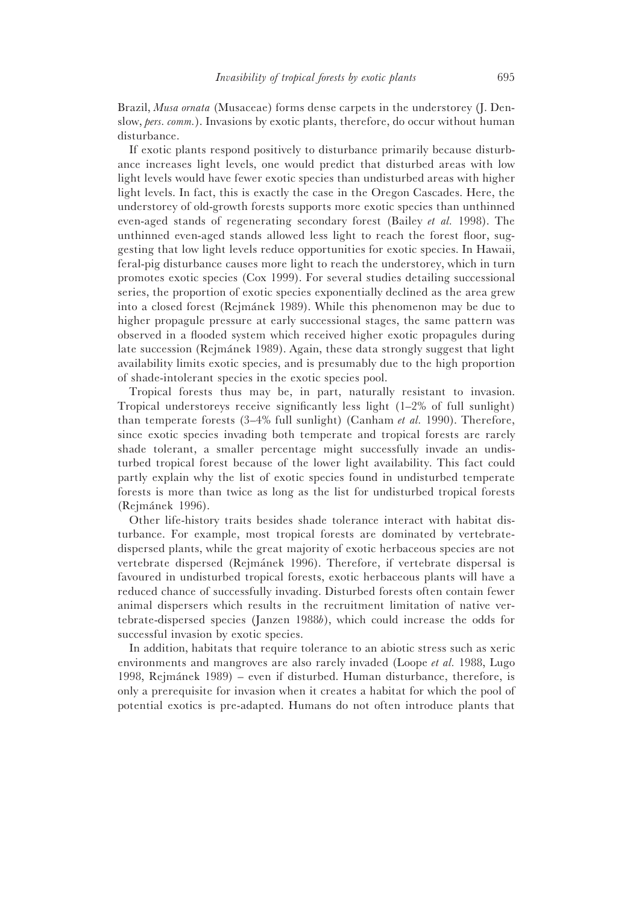Brazil, *Musa ornata* (Musaceae) forms dense carpets in the understorey (J. Denslow, *pers. comm.*). Invasions by exotic plants, therefore, do occur without human disturbance.

If exotic plants respond positively to disturbance primarily because disturbance increases light levels, one would predict that disturbed areas with low light levels would have fewer exotic species than undisturbed areas with higher light levels. In fact, this is exactly the case in the Oregon Cascades. Here, the understorey of old-growth forests supports more exotic species than unthinned even-aged stands of regenerating secondary forest (Bailey *et al.* 1998). The unthinned even-aged stands allowed less light to reach the forest floor, suggesting that low light levels reduce opportunities for exotic species. In Hawaii, feral-pig disturbance causes more light to reach the understorey, which in turn promotes exotic species (Cox 1999). For several studies detailing successional series, the proportion of exotic species exponentially declined as the area grew into a closed forest (Rejmánek 1989). While this phenomenon may be due to higher propagule pressure at early successional stages, the same pattern was observed in a flooded system which received higher exotic propagules during late succession (Rejmánek 1989). Again, these data strongly suggest that light availability limits exotic species, and is presumably due to the high proportion of shade-intolerant species in the exotic species pool.

Tropical forests thus may be, in part, naturally resistant to invasion. Tropical understoreys receive significantly less light (1–2% of full sunlight) than temperate forests (3–4% full sunlight) (Canham *et al.* 1990). Therefore, since exotic species invading both temperate and tropical forests are rarely shade tolerant, a smaller percentage might successfully invade an undisturbed tropical forest because of the lower light availability. This fact could partly explain why the list of exotic species found in undisturbed temperate forests is more than twice as long as the list for undisturbed tropical forests (Rejmánek 1996).

Other life-history traits besides shade tolerance interact with habitat disturbance. For example, most tropical forests are dominated by vertebrate-dispersed plants, while the great majority of exotic herbaceous species are not vertebrate dispersed (Rejmánek 1996). Therefore, if vertebrate dispersal is favoured in undisturbed tropical forests, exotic herbaceous plants will have a reduced chance of successfully invading. Disturbed forests often contain fewer animal dispersers which results in the recruitment limitation of native vertebrate-dispersed species (Janzen 1988*b*), which could increase the odds for successful invasion by exotic species.

In addition, habitats that require tolerance to an abiotic stress such as xeric environments and mangroves are also rarely invaded (Loope *et al.* 1988, Lugo 1998, Rejmánek 1989) – even if disturbed. Human disturbance, therefore, is only a prerequisite for invasion when it creates a habitat for which the pool of potential exotics is pre-adapted. Humans do not often introduce plants that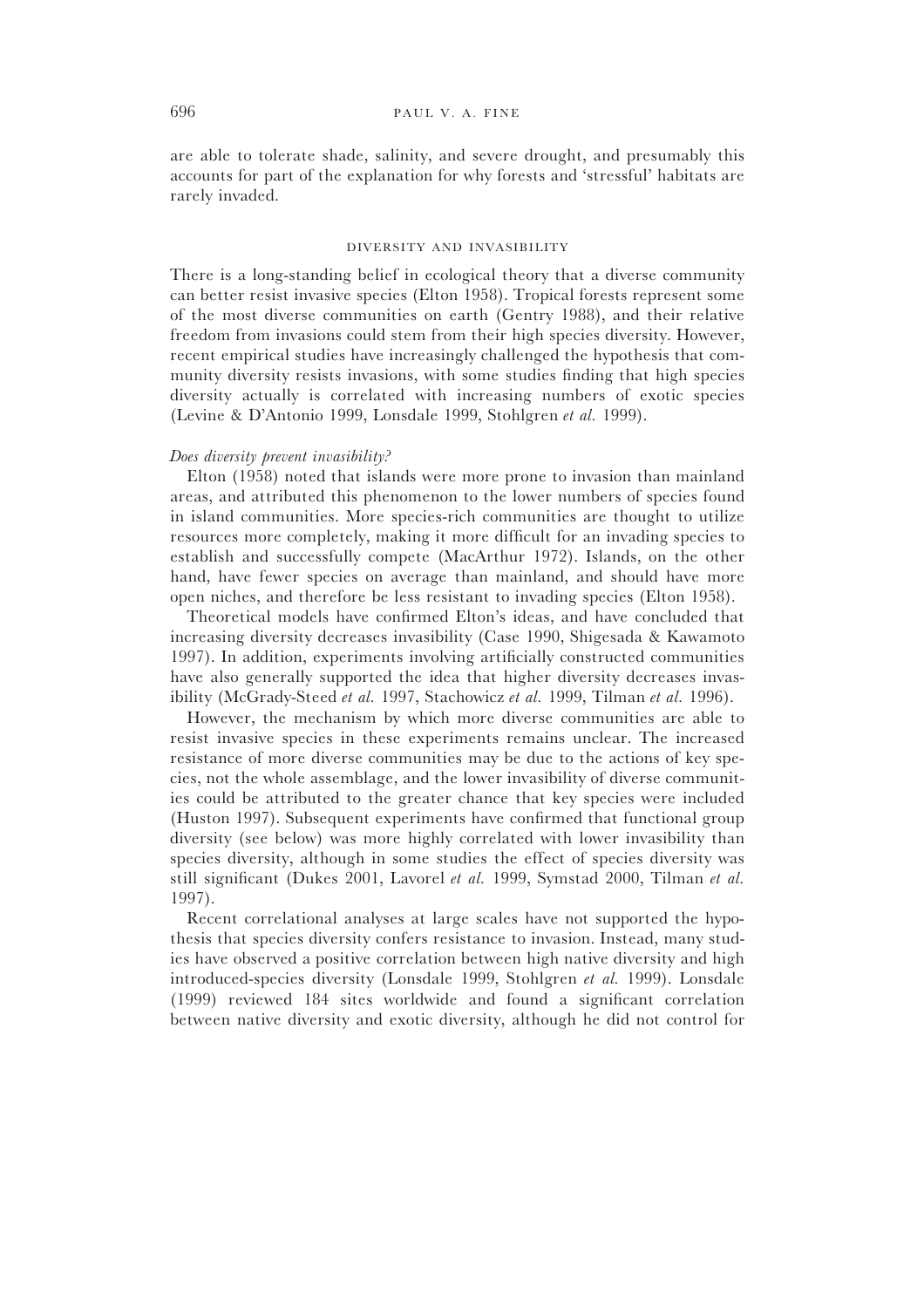are able to tolerate shade, salinity, and severe drought, and presumably this accounts for part of the explanation for why forests and 'stressful' habitats are rarely invaded.

## DIVERSITY AND INVASIBILITY

There is a long-standing belief in ecological theory that a diverse community can better resist invasive species (Elton 1958). Tropical forests represent some of the most diverse communities on earth (Gentry 1988), and their relative freedom from invasions could stem from their high species diversity. However, recent empirical studies have increasingly challenged the hypothesis that community diversity resists invasions, with some studies finding that high species diversity actually is correlated with increasing numbers of exotic species (Levine & D'Antonio 1999, Lonsdale 1999, Stohlgren *et al.* 1999).

### *Does diversity prevent invasibility?*

Elton (1958) noted that islands were more prone to invasion than mainland areas, and attributed this phenomenon to the lower numbers of species found in island communities. More species-rich communities are thought to utilize resources more completely, making it more difficult for an invading species to establish and successfully compete (MacArthur 1972). Islands, on the other hand, have fewer species on average than mainland, and should have more open niches, and therefore be less resistant to invading species (Elton 1958).

Theoretical models have confirmed Elton's ideas, and have concluded that increasing diversity decreases invasibility (Case 1990, Shigesada & Kawamoto 1997). In addition, experiments involving artificially constructed communities have also generally supported the idea that higher diversity decreases invasibility (McGrady-Steed *et al.* 1997, Stachowicz *et al.* 1999, Tilman *et al.* 1996).

However, the mechanism by which more diverse communities are able to resist invasive species in these experiments remains unclear. The increased resistance of more diverse communities may be due to the actions of key species, not the whole assemblage, and the lower invasibility of diverse communities could be attributed to the greater chance that key species were included (Huston 1997). Subsequent experiments have confirmed that functional group diversity (see below) was more highly correlated with lower invasibility than species diversity, although in some studies the effect of species diversity was still significant (Dukes 2001, Lavorel *et al.* 1999, Symstad 2000, Tilman *et al.* 1997).

Recent correlational analyses at large scales have not supported the hypothesis that species diversity confers resistance to invasion. Instead, many studies have observed a positive correlation between high native diversity and high introduced-species diversity (Lonsdale 1999, Stohlgren *et al.* 1999). Lonsdale (1999) reviewed 184 sites worldwide and found a significant correlation between native diversity and exotic diversity, although he did not control for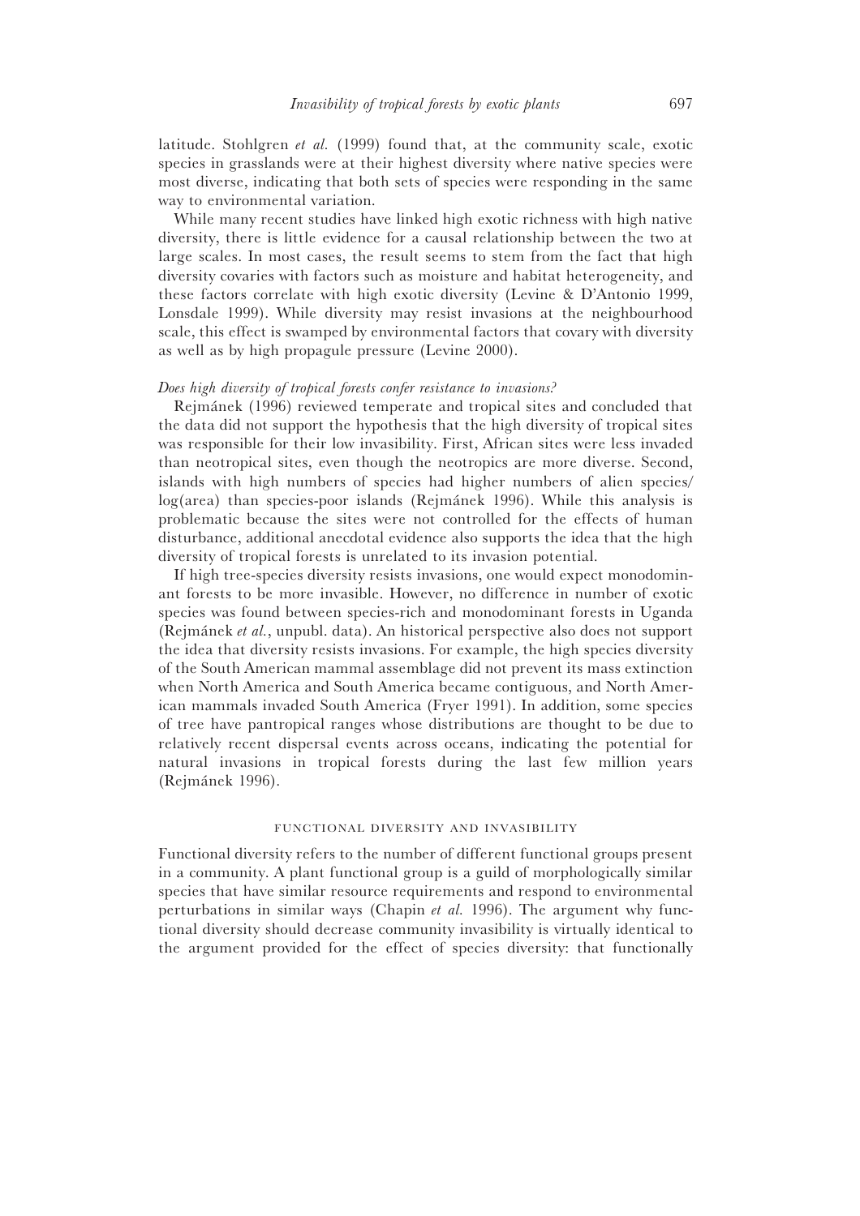latitude. Stohlgren *et al.* (1999) found that, at the community scale, exotic species in grasslands were at their highest diversity where native species were most diverse, indicating that both sets of species were responding in the same way to environmental variation.

While many recent studies have linked high exotic richness with high native diversity, there is little evidence for a causal relationship between the two at large scales. In most cases, the result seems to stem from the fact that high diversity covaries with factors such as moisture and habitat heterogeneity, and these factors correlate with high exotic diversity (Levine & D'Antonio 1999, Lonsdale 1999). While diversity may resist invasions at the neighbourhood scale, this effect is swamped by environmental factors that covary with diversity as well as by high propagule pressure (Levine 2000).

*Does high diversity of tropical forests confer resistance to invasions?*

Rejmánek (1996) reviewed temperate and tropical sites and concluded that the data did not support the hypothesis that the high diversity of tropical sites was responsible for their low invasibility. First, African sites were less invaded than neotropical sites, even though the neotropics are more diverse. Second, islands with high numbers of species had higher numbers of alien species/log(area) than species-poor islands (Rejmánek 1996). While this analysis is problematic because the sites were not controlled for the effects of human disturbance, additional anecdotal evidence also supports the idea that the high diversity of tropical forests is unrelated to its invasion potential.

If high tree-species diversity resists invasions, one would expect monodominant forests to be more invasible. However, no difference in number of exotic species was found between species-rich and monodominant forests in Uganda (Rejmánek *et al.*, unpubl. data). An historical perspective also does not support the idea that diversity resists invasions. For example, the high species diversity of the South American mammal assemblage did not prevent its mass extinction when North America and South America became contiguous, and North American mammals invaded South America (Fryer 1991). In addition, some species of tree have pantropical ranges whose distributions are thought to be due to relatively recent dispersal events across oceans, indicating the potential for natural invasions in tropical forests during the last few million years (Rejmánek 1996).

## FUNCTIONAL DIVERSITY AND INVASIBILITY

Functional diversity refers to the number of different functional groups present in a community. A plant functional group is a guild of morphologically similar species that have similar resource requirements and respond to environmental perturbations in similar ways (Chapin *et al.* 1996). The argument why functional diversity should decrease community invasibility is virtually identical to the argument provided for the effect of species diversity: that functionally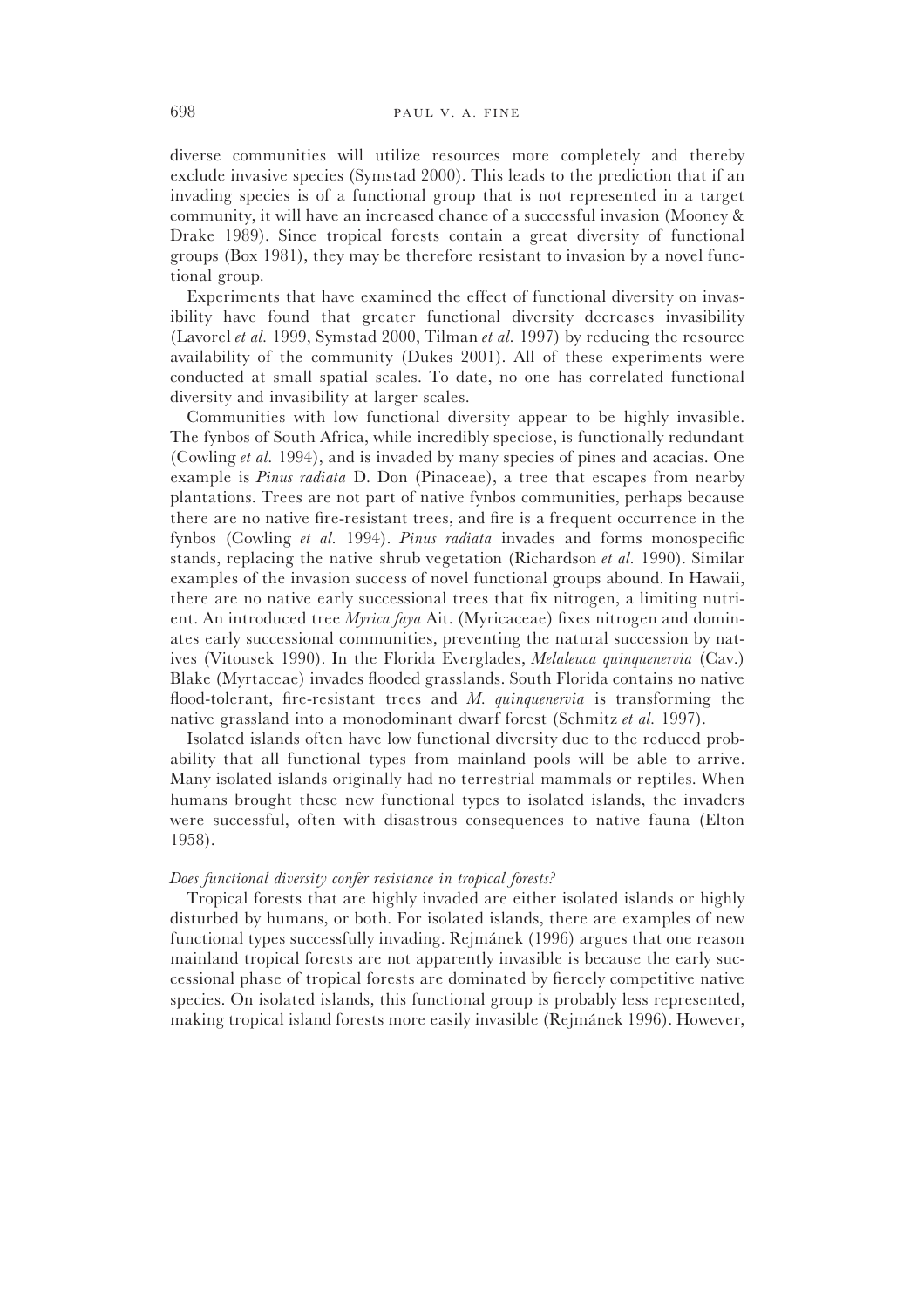diverse communities will utilize resources more completely and thereby exclude invasive species (Symstad 2000). This leads to the prediction that if an invading species is of a functional group that is not represented in a target community, it will have an increased chance of a successful invasion (Mooney & Drake 1989). Since tropical forests contain a great diversity of functional groups (Box 1981), they may be therefore resistant to invasion by a novel functional group.

Experiments that have examined the effect of functional diversity on invasibility have found that greater functional diversity decreases invasibility (Lavorel *et al.* 1999, Symstad 2000, Tilman *et al.* 1997) by reducing the resource availability of the community (Dukes 2001). All of these experiments were conducted at small spatial scales. To date, no one has correlated functional diversity and invasibility at larger scales.

Communities with low functional diversity appear to be highly invasible. The fynbos of South Africa, while incredibly speciose, is functionally redundant (Cowling *et al.* 1994), and is invaded by many species of pines and acacias. One example is *Pinus radiata* D. Don (Pinaceae), a tree that escapes from nearby plantations. Trees are not part of native fynbos communities, perhaps because there are no native fire-resistant trees, and fire is a frequent occurrence in the fynbos (Cowling *et al.* 1994). *Pinus radiata* invades and forms monospecific stands, replacing the native shrub vegetation (Richardson *et al.* 1990). Similar examples of the invasion success of novel functional groups abound. In Hawaii, there are no native early successional trees that fix nitrogen, a limiting nutrient. An introduced tree *Myrica faya* Ait. (Myricaceae) fixes nitrogen and dominates early successional communities, preventing the natural succession by natives (Vitousek 1990). In the Florida Everglades, *Melaleuca quinquenervia* (Cav.) Blake (Myrtaceae) invades flooded grasslands. South Florida contains no native flood-tolerant, fire-resistant trees and *M. quinquenervia* is transforming the native grassland into a monodominant dwarf forest (Schmitz *et al.* 1997).

Isolated islands often have low functional diversity due to the reduced probability that all functional types from mainland pools will be able to arrive. Many isolated islands originally had no terrestrial mammals or reptiles. When humans brought these new functional types to isolated islands, the invaders were successful, often with disastrous consequences to native fauna (Elton 1958).

*Does functional diversity confer resistance in tropical forests?*

Tropical forests that are highly invaded are either isolated islands or highly disturbed by humans, or both. For isolated islands, there are examples of new functional types successfully invading. Rejmánek (1996) argues that one reason mainland tropical forests are not apparently invasible is because the early successional phase of tropical forests are dominated by fiercely competitive native species. On isolated islands, this functional group is probably less represented, making tropical island forests more easily invasible (Rejmánek 1996). However,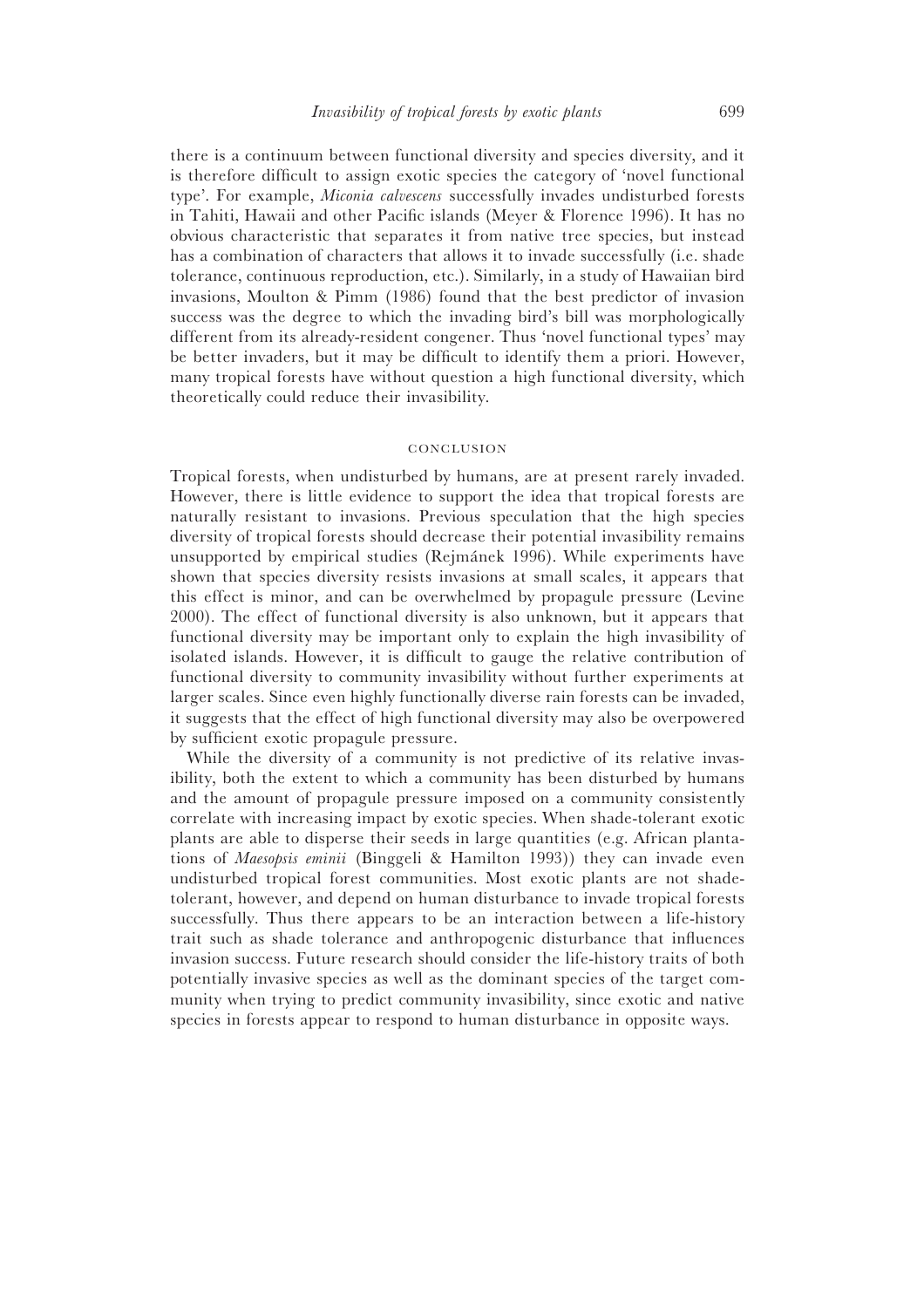there is a continuum between functional diversity and species diversity, and it is therefore difficult to assign exotic species the category of 'novel functional type'. For example, *Miconia calvescens* successfully invades undisturbed forests in Tahiti, Hawaii and other Pacific islands (Meyer & Florence 1996). It has no obvious characteristic that separates it from native tree species, but instead has a combination of characters that allows it to invade successfully (i.e. shade tolerance, continuous reproduction, etc.). Similarly, in a study of Hawaiian bird invasions, Moulton & Pimm (1986) found that the best predictor of invasion success was the degree to which the invading bird's bill was morphologically different from its already-resident congener. Thus 'novel functional types' may be better invaders, but it may be difficult to identify them a priori. However, many tropical forests have without question a high functional diversity, which theoretically could reduce their invasibility.

## CONCLUSION

Tropical forests, when undisturbed by humans, are at present rarely invaded. However, there is little evidence to support the idea that tropical forests are naturally resistant to invasions. Previous speculation that the high species diversity of tropical forests should decrease their potential invasibility remains unsupported by empirical studies (Rejmánek 1996). While experiments have shown that species diversity resists invasions at small scales, it appears that this effect is minor, and can be overwhelmed by propagule pressure (Levine 2000). The effect of functional diversity is also unknown, but it appears that functional diversity may be important only to explain the high invasibility of isolated islands. However, it is difficult to gauge the relative contribution of functional diversity to community invasibility without further experiments at larger scales. Since even highly functionally diverse rain forests can be invaded, it suggests that the effect of high functional diversity may also be overpowered by sufficient exotic propagule pressure.

While the diversity of a community is not predictive of its relative invasibility, both the extent to which a community has been disturbed by humans and the amount of propagule pressure imposed on a community consistently correlate with increasing impact by exotic species. When shade-tolerant exotic plants are able to disperse their seeds in large quantities (e.g. African plantations of *Maesopsis eminii* (Binggeli & Hamilton 1993)) they can invade even undisturbed tropical forest communities. Most exotic plants are not shade-tolerant, however, and depend on human disturbance to invade tropical forests successfully. Thus there appears to be an interaction between a life-history trait such as shade tolerance and anthropogenic disturbance that influences invasion success. Future research should consider the life-history traits of both potentially invasive species as well as the dominant species of the target community when trying to predict community invasibility, since exotic and native species in forests appear to respond to human disturbance in opposite ways.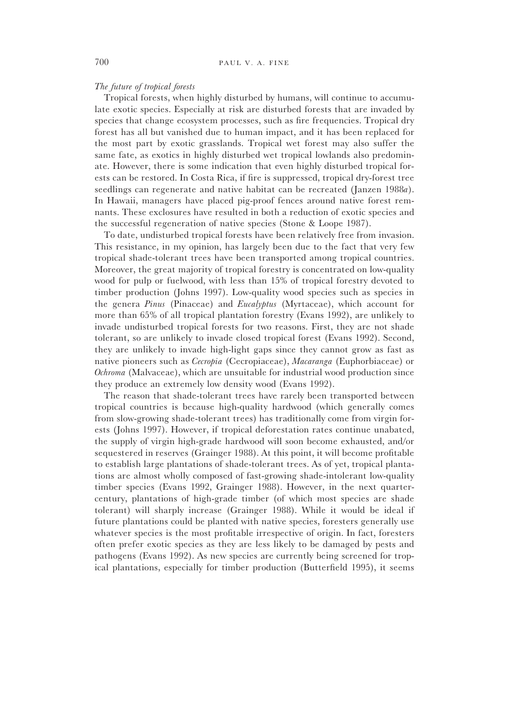*The future of tropical forests*

Tropical forests, when highly disturbed by humans, will continue to accumulate exotic species. Especially at risk are disturbed forests that are invaded by species that change ecosystem processes, such as fire frequencies. Tropical dry forest has all but vanished due to human impact, and it has been replaced for the most part by exotic grasslands. Tropical wet forest may also suffer the same fate, as exotics in highly disturbed wet tropical lowlands also predominate. However, there is some indication that even highly disturbed tropical forests can be restored. In Costa Rica, if fire is suppressed, tropical dry-forest tree seedlings can regenerate and native habitat can be recreated (Janzen 1988*a*). In Hawaii, managers have placed pig-proof fences around native forest remnants. These exclosures have resulted in both a reduction of exotic species and the successful regeneration of native species (Stone & Loope 1987).

To date, undisturbed tropical forests have been relatively free from invasion. This resistance, in my opinion, has largely been due to the fact that very few tropical shade-tolerant trees have been transported among tropical countries. Moreover, the great majority of tropical forestry is concentrated on low-quality wood for pulp or fuelwood, with less than 15% of tropical forestry devoted to timber production (Johns 1997). Low-quality wood species such as species in the genera *Pinus* (Pinaceae) and *Eucalyptus* (Myrtaceae), which account for more than 65% of all tropical plantation forestry (Evans 1992), are unlikely to invade undisturbed tropical forests for two reasons. First, they are not shade tolerant, so are unlikely to invade closed tropical forest (Evans 1992). Second, they are unlikely to invade high-light gaps since they cannot grow as fast as native pioneers such as *Cecropia* (Cecropiaceae), *Macaranga* (Euphorbiaceae) or *Ochroma* (Malvaceae), which are unsuitable for industrial wood production since they produce an extremely low density wood (Evans 1992).

The reason that shade-tolerant trees have rarely been transported between tropical countries is because high-quality hardwood (which generally comes from slow-growing shade-tolerant trees) has traditionally come from virgin forests (Johns 1997). However, if tropical deforestation rates continue unabated, the supply of virgin high-grade hardwood will soon become exhausted, and/or sequestered in reserves (Grainger 1988). At this point, it will become profitable to establish large plantations of shade-tolerant trees. As of yet, tropical plantations are almost wholly composed of fast-growing shade-intolerant low-quality timber species (Evans 1992, Grainger 1988). However, in the next quarter-century, plantations of high-grade timber (of which most species are shade tolerant) will sharply increase (Grainger 1988). While it would be ideal if future plantations could be planted with native species, foresters generally use whatever species is the most profitable irrespective of origin. In fact, foresters often prefer exotic species as they are less likely to be damaged by pests and pathogens (Evans 1992). As new species are currently being screened for tropical plantations, especially for timber production (Butterfield 1995), it seems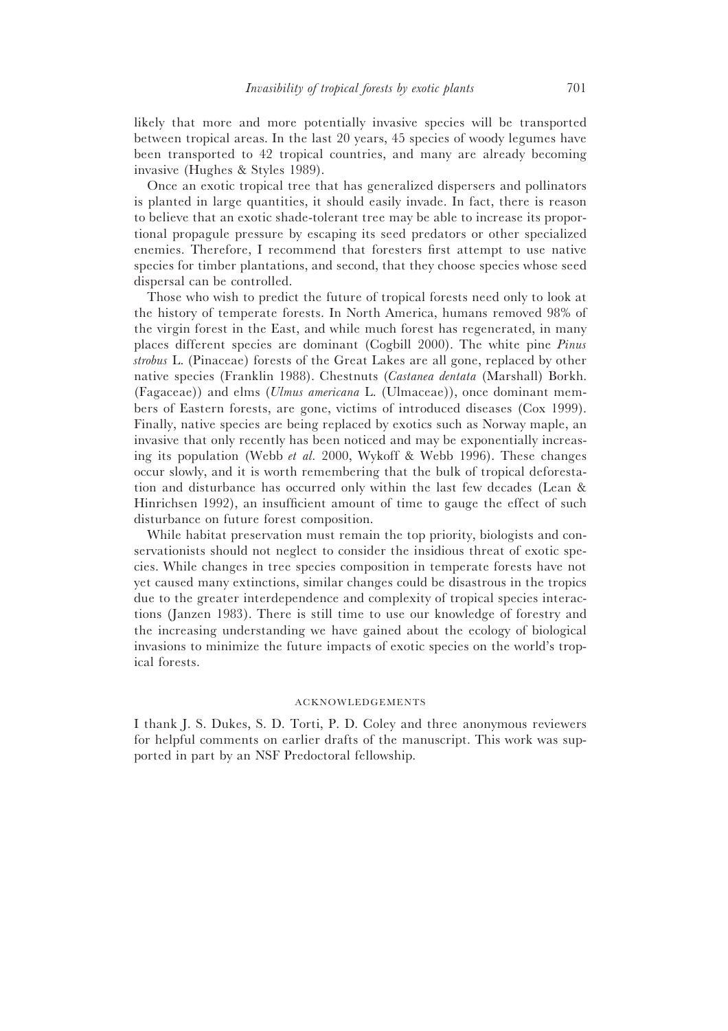likely that more and more potentially invasive species will be transported between tropical areas. In the last 20 years, 45 species of woody legumes have been transported to 42 tropical countries, and many are already becoming invasive (Hughes & Styles 1989).

Once an exotic tropical tree that has generalized dispersers and pollinators is planted in large quantities, it should easily invade. In fact, there is reason to believe that an exotic shade-tolerant tree may be able to increase its proportional propagule pressure by escaping its seed predators or other specialized enemies. Therefore, I recommend that foresters first attempt to use native species for timber plantations, and second, that they choose species whose seed dispersal can be controlled.

Those who wish to predict the future of tropical forests need only to look at the history of temperate forests. In North America, humans removed 98% of the virgin forest in the East, and while much forest has regenerated, in many places different species are dominant (Cogbill 2000). The white pine *Pinus strobus* L. (Pinaceae) forests of the Great Lakes are all gone, replaced by other native species (Franklin 1988). Chestnuts (*Castanea dentata* (Marshall) Borkh. (Fagaceae)) and elms (*Ulmus americana* L. (Ulmaceae)), once dominant members of Eastern forests, are gone, victims of introduced diseases (Cox 1999). Finally, native species are being replaced by exotics such as Norway maple, an invasive that only recently has been noticed and may be exponentially increasing its population (Webb *et al.* 2000, Wykoff & Webb 1996). These changes occur slowly, and it is worth remembering that the bulk of tropical deforestation and disturbance has occurred only within the last few decades (Lean & Hinrichsen 1992), an insufficient amount of time to gauge the effect of such disturbance on future forest composition.

While habitat preservation must remain the top priority, biologists and conservationists should not neglect to consider the insidious threat of exotic species. While changes in tree species composition in temperate forests have not yet caused many extinctions, similar changes could be disastrous in the tropics due to the greater interdependence and complexity of tropical species interactions (Janzen 1983). There is still time to use our knowledge of forestry and the increasing understanding we have gained about the ecology of biological invasions to minimize the future impacts of exotic species on the world's tropical forests.

## ACKNOWLEDGEMENTS

I thank J. S. Dukes, S. D. Torti, P. D. Coley and three anonymous reviewers for helpful comments on earlier drafts of the manuscript. This work was supported in part by an NSF Predoctoral fellowship.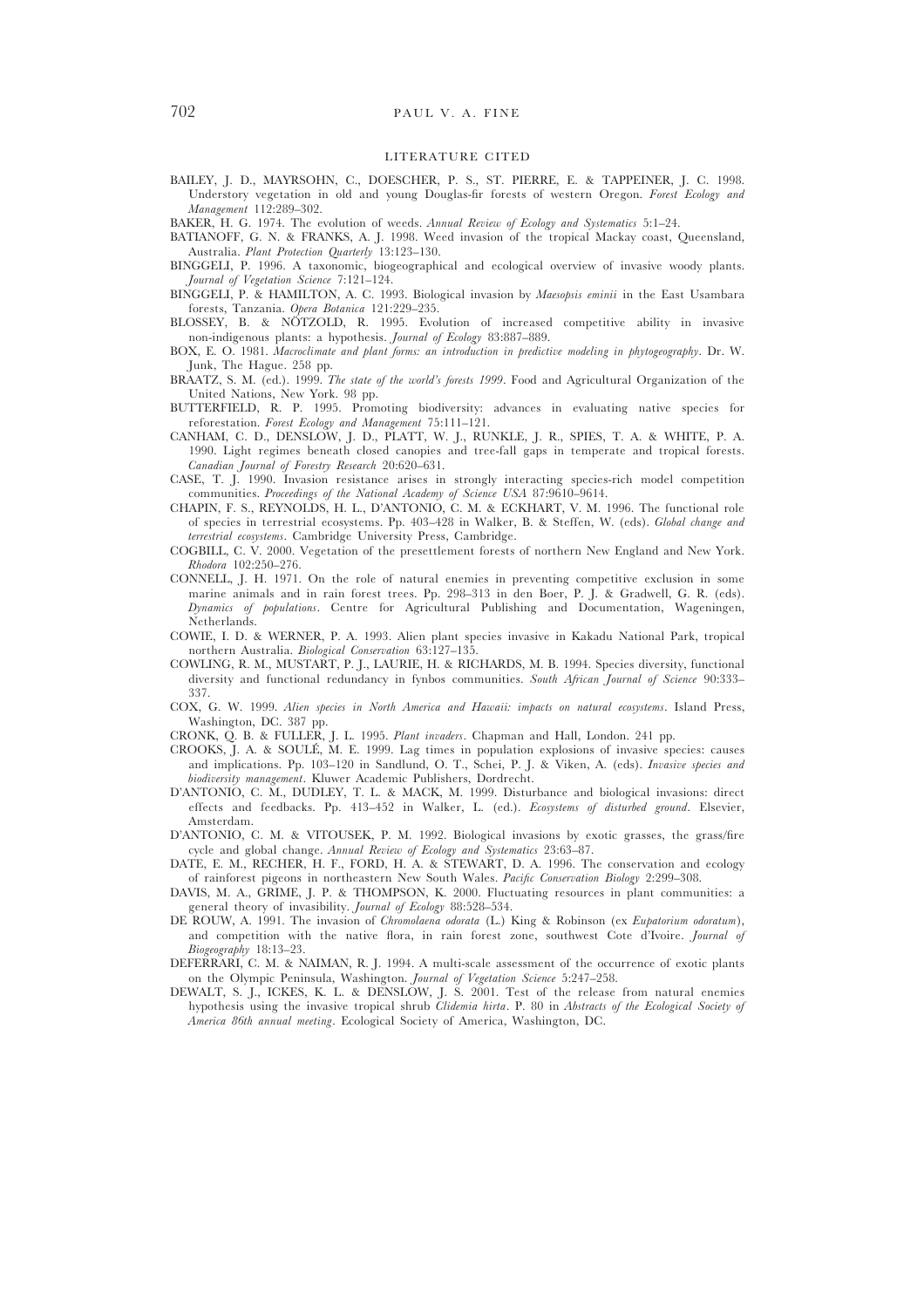## LITERATURE CITED

BAILEY, J. D., MAYRSOHN, C., DOESCHER, P. S., ST. PIERRE, E. & TAPPEINER, J. C. 1998. Understory vegetation in old and young Douglas-fir forests of western Oregon. *Forest Ecology and Management* 112:289–302.

BAKER, H. G. 1974. The evolution of weeds. *Annual Review of Ecology and Systematics* 5:1–24.

BATIANOFF, G. N. & FRANKS, A. J. 1998. Weed invasion of the tropical Mackay coast, Queensland, Australia. *Plant Protection Quarterly* 13:123–130.

BINGGELI, P. 1996. A taxonomic, biogeographical and ecological overview of invasive woody plants. *Journal of Vegetation Science* 7:121–124.

BINGGELI, P. & HAMILTON, A. C. 1993. Biological invasion by *Maesopsis eminii* in the East Usambara forests, Tanzania. *Opera Botanica* 121:229–235.

BLOSSEY, B. & NÖTZOLD, R. 1995. Evolution of increased competitive ability in invasive non-indigenous plants: a hypothesis. *Journal of Ecology* 83:887–889.

BOX, E. O. 1981. *Macroclimate and plant forms: an introduction in predictive modeling in phytogeography*. Dr. W. Junk, The Hague. 258 pp.

BRAATZ, S. M. (ed.). 1999. *The state of the world's forests 1999*. Food and Agricultural Organization of the United Nations, New York. 98 pp.

BUTTERFIELD, R. P. 1995. Promoting biodiversity: advances in evaluating native species for reforestation. *Forest Ecology and Management* 75:111–121.

CANHAM, C. D., DENSLOW, J. D., PLATT, W. J., RUNKLE, J. R., SPIES, T. A. & WHITE, P. A. 1990. Light regimes beneath closed canopies and tree-fall gaps in temperate and tropical forests. *Canadian Journal of Forestry Research* 20:620–631.

CASE, T. J. 1990. Invasion resistance arises in strongly interacting species-rich model competition communities. *Proceedings of the National Academy of Science USA* 87:9610–9614.

CHAPIN, F. S., REYNOLDS, H. L., D'ANTONIO, C. M. & ECKHART, V. M. 1996. The functional role of species in terrestrial ecosystems. Pp. 403–428 in Walker, B. & Steffen, W. (eds). *Global change and terrestrial ecosystems*. Cambridge University Press, Cambridge.

COGBILL, C. V. 2000. Vegetation of the presettlement forests of northern New England and New York. *Rhodora* 102:250–276.

CONNELL, J. H. 1971. On the role of natural enemies in preventing competitive exclusion in some marine animals and in rain forest trees. Pp. 298–313 in den Boer, P. J. & Gradwell, G. R. (eds). *Dynamics of populations*. Centre for Agricultural Publishing and Documentation, Wageningen, Netherlands.

COWIE, I. D. & WERNER, P. A. 1993. Alien plant species invasive in Kakadu National Park, tropical northern Australia. *Biological Conservation* 63:127–135.

COWLING, R. M., MUSTART, P. J., LAURIE, H. & RICHARDS, M. B. 1994. Species diversity, functional diversity and functional redundancy in fynbos communities. *South African Journal of Science* 90:333–337.

COX, G. W. 1999. *Alien species in North America and Hawaii: impacts on natural ecosystems*. Island Press, Washington, DC. 387 pp.

CRONK, Q. B. & FULLER, J. L. 1995. *Plant invaders*. Chapman and Hall, London. 241 pp.

CROOKS, J. A. & SOULÉ, M. E. 1999. Lag times in population explosions of invasive species: causes and implications. Pp. 103–120 in Sandlund, O. T., Schei, P. J. & Viken, A. (eds). *Invasive species and biodiversity management*. Kluwer Academic Publishers, Dordrecht.

D'ANTONIO, C. M., DUDLEY, T. L. & MACK, M. 1999. Disturbance and biological invasions: direct effects and feedbacks. Pp. 413–452 in Walker, L. (ed.). *Ecosystems of disturbed ground*. Elsevier, Amsterdam.

D'ANTONIO, C. M. & VITOUSEK, P. M. 1992. Biological invasions by exotic grasses, the grass/fire cycle and global change. *Annual Review of Ecology and Systematics* 23:63–87.

DATE, E. M., RECHER, H. F., FORD, H. A. & STEWART, D. A. 1996. The conservation and ecology of rainforest pigeons in northeastern New South Wales. *Pacific Conservation Biology* 2:299–308.

DAVIS, M. A., GRIME, J. P. & THOMPSON, K. 2000. Fluctuating resources in plant communities: a general theory of invasibility. *Journal of Ecology* 88:528–534.

DE ROUW, A. 1991. The invasion of *Chromolaena odorata* (L.) King & Robinson (ex *Eupatorium odoratum*), and competition with the native flora, in rain forest zone, southwest Cote d'Ivoire. *Journal of Biogeography* 18:13–23.

DEFERRARI, C. M. & NAIMAN, R. J. 1994. A multi-scale assessment of the occurrence of exotic plants on the Olympic Peninsula, Washington. *Journal of Vegetation Science* 5:247–258.

DEWALT, S. J., ICKES, K. L. & DENSLOW, J. S. 2001. Test of the release from natural enemies hypothesis using the invasive tropical shrub *Clidemia hirta*. P. 80 in *Abstracts of the Ecological Society of America 86th annual meeting*. Ecological Society of America, Washington, DC.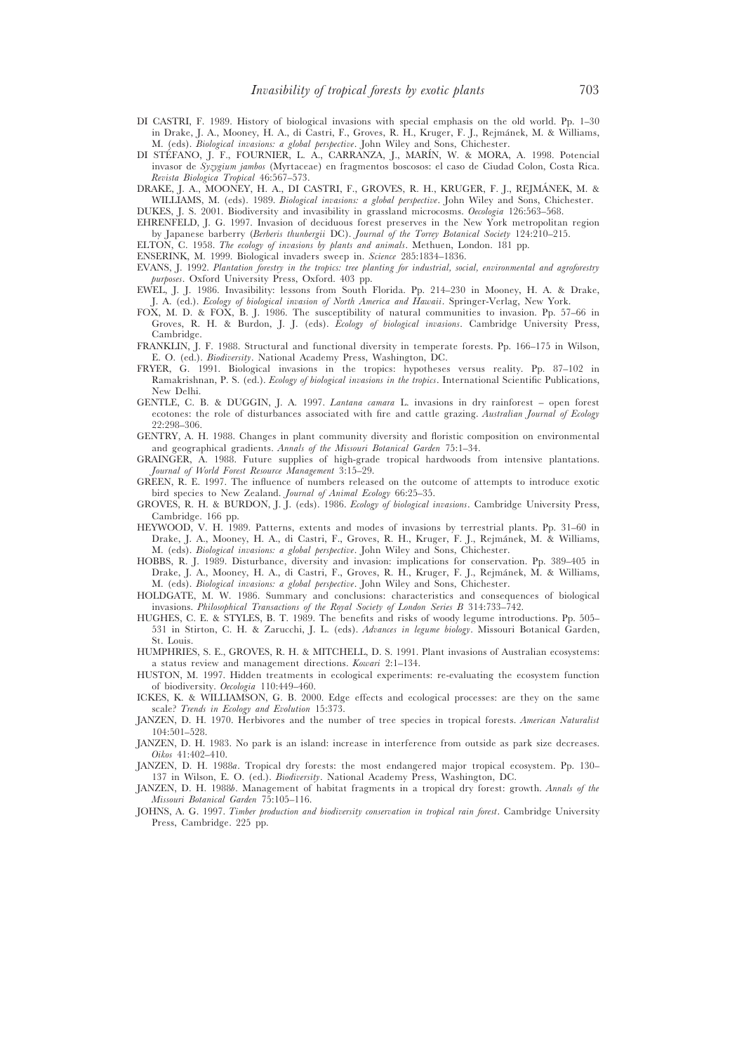DI CASTRI, F. 1989. History of biological invasions with special emphasis on the old world. Pp. 1–30 in Drake, J. A., Mooney, H. A., di Castri, F., Groves, R. H., Kruger, F. J., Rejmánek, M. & Williams, M. (eds). *Biological invasions: a global perspective*. John Wiley and Sons, Chichester.

DI STÉFANO, J. F., FOURNIER, L. A., CARRANZA, J., MARÍN, W. & MORA, A. 1998. Potencial invasor de *Syzygium jambos* (Myrtaceae) en fragmentos boscosos: el caso de Ciudad Colon, Costa Rica. *Revista Biologica Tropical* 46:567–573.

DRAKE, J. A., MOONEY, H. A., DI CASTRI, F., GROVES, R. H., KRUGER, F. J., REJMÁNEK, M. & WILLIAMS, M. (eds). 1989. *Biological invasions: a global perspective*. John Wiley and Sons, Chichester.

DUKES, J. S. 2001. Biodiversity and invasibility in grassland microcosms. *Oecologia* 126:563–568.

EHRENFELD, J. G. 1997. Invasion of deciduous forest preserves in the New York metropolitan region by Japanese barberry (*Berberis thunbergii* DC). *Journal of the Torrey Botanical Society* 124:210–215.

ELTON, C. 1958. *The ecology of invasions by plants and animals*. Methuen, London. 181 pp.

ENSERINK, M. 1999. Biological invaders sweep in. *Science* 285:1834–1836.

EVANS, J. 1992. *Plantation forestry in the tropics: tree planting for industrial, social, environmental and agroforestry purposes*. Oxford University Press, Oxford. 403 pp.

EWEL, J. J. 1986. Invasibility: lessons from South Florida. Pp. 214–230 in Mooney, H. A. & Drake, J. A. (ed.). *Ecology of biological invasion of North America and Hawaii*. Springer-Verlag, New York.

FOX, M. D. & FOX, B. J. 1986. The susceptibility of natural communities to invasion. Pp. 57–66 in Groves, R. H. & Burdon, J. J. (eds). *Ecology of biological invasions*. Cambridge University Press, Cambridge.

FRANKLIN, J. F. 1988. Structural and functional diversity in temperate forests. Pp. 166–175 in Wilson, E. O. (ed.). *Biodiversity*. National Academy Press, Washington, DC.

FRYER, G. 1991. Biological invasions in the tropics: hypotheses versus reality. Pp. 87–102 in Ramakrishnan, P. S. (ed.). *Ecology of biological invasions in the tropics*. International Scientific Publications, New Delhi.

GENTLE, C. B. & DUGGIN, J. A. 1997. *Lantana camara* L. invasions in dry rainforest – open forest ecotones: the role of disturbances associated with fire and cattle grazing. *Australian Journal of Ecology* 22:298–306.

GENTRY, A. H. 1988. Changes in plant community diversity and floristic composition on environmental and geographical gradients. *Annals of the Missouri Botanical Garden* 75:1–34.

GRAINGER, A. 1988. Future supplies of high-grade tropical hardwoods from intensive plantations. *Journal of World Forest Resource Management* 3:15–29.

GREEN, R. E. 1997. The influence of numbers released on the outcome of attempts to introduce exotic bird species to New Zealand. *Journal of Animal Ecology* 66:25–35.

GROVES, R. H. & BURDON, J. J. (eds). 1986. *Ecology of biological invasions*. Cambridge University Press, Cambridge. 166 pp.

HEYWOOD, V. H. 1989. Patterns, extents and modes of invasions by terrestrial plants. Pp. 31–60 in Drake, J. A., Mooney, H. A., di Castri, F., Groves, R. H., Kruger, F. J., Rejmánek, M. & Williams, M. (eds). *Biological invasions: a global perspective*. John Wiley and Sons, Chichester.

HOBBS, R. J. 1989. Disturbance, diversity and invasion: implications for conservation. Pp. 389–405 in Drake, J. A., Mooney, H. A., di Castri, F., Groves, R. H., Kruger, F. J., Rejmánek, M. & Williams, M. (eds). *Biological invasions: a global perspective*. John Wiley and Sons, Chichester.

HOLDGATE, M. W. 1986. Summary and conclusions: characteristics and consequences of biological invasions. *Philosophical Transactions of the Royal Society of London Series B* 314:733–742.

HUGHES, C. E. & STYLES, B. T. 1989. The benefits and risks of woody legume introductions. Pp. 505–531 in Stirton, C. H. & Zarucchi, J. L. (eds). *Advances in legume biology*. Missouri Botanical Garden, St. Louis.

HUMPHRIES, S. E., GROVES, R. H. & MITCHELL, D. S. 1991. Plant invasions of Australian ecosystems: a status review and management directions. *Kowari* 2:1–134.

HUSTON, M. 1997. Hidden treatments in ecological experiments: re-evaluating the ecosystem function of biodiversity. *Oecologia* 110:449–460.

ICKES, K. & WILLIAMSON, G. B. 2000. Edge effects and ecological processes: are they on the same scale? *Trends in Ecology and Evolution* 15:373.

JANZEN, D. H. 1970. Herbivores and the number of tree species in tropical forests. *American Naturalist* 104:501–528.

JANZEN, D. H. 1983. No park is an island: increase in interference from outside as park size decreases. *Oikos* 41:402–410.

JANZEN, D. H. 1988*a*. Tropical dry forests: the most endangered major tropical ecosystem. Pp. 130–137 in Wilson, E. O. (ed.). *Biodiversity*. National Academy Press, Washington, DC.

JANZEN, D. H. 1988*b*. Management of habitat fragments in a tropical dry forest: growth. *Annals of the Missouri Botanical Garden* 75:105–116.

JOHNS, A. G. 1997. *Timber production and biodiversity conservation in tropical rain forest*. Cambridge University Press, Cambridge. 225 pp.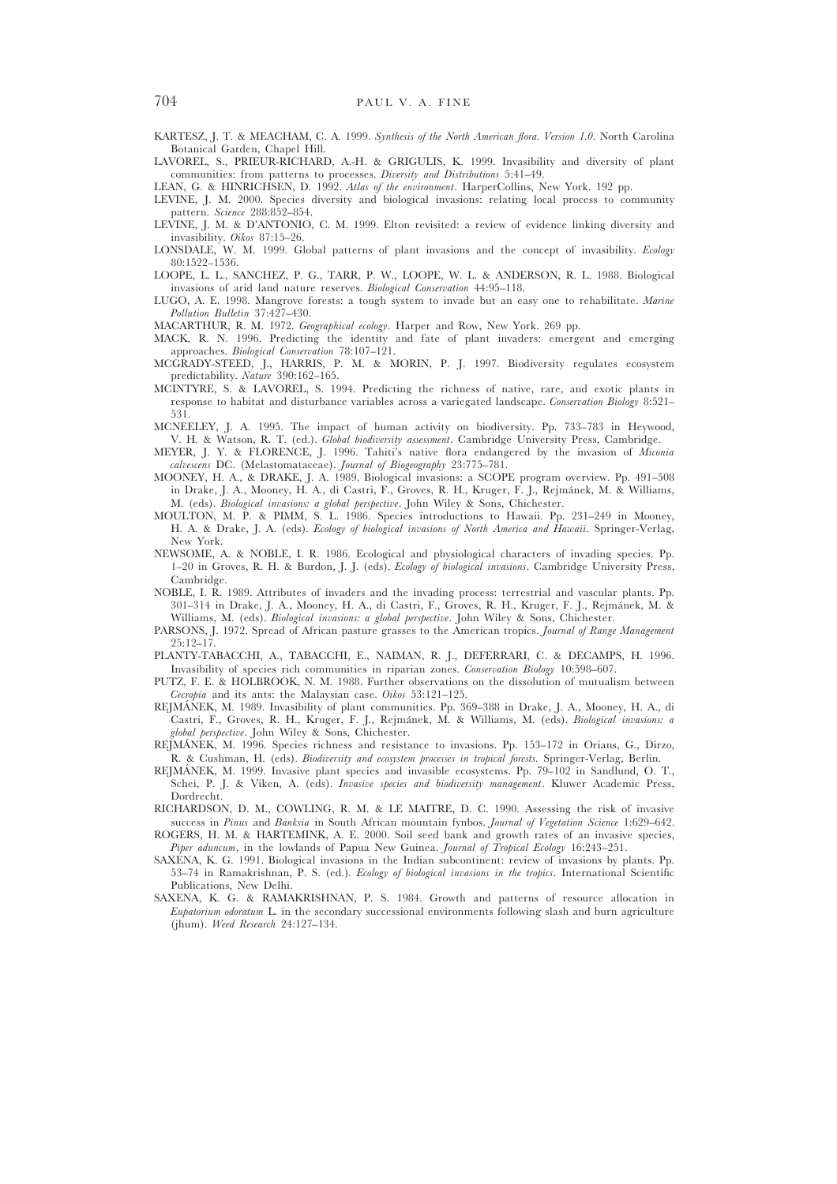KARTESZ, J. T. & MEACHAM, C. A. 1999. *Synthesis of the North American flora. Version 1.0*. North Carolina Botanical Garden, Chapel Hill.

LAVOREL, S., PRIEUR-RICHARD, A.-H. & GRIGULIS, K. 1999. Invasibility and diversity of plant communities: from patterns to processes. *Diversity and Distributions* 5:41–49.

LEAN, G. & HINRICHSEN, D. 1992. *Atlas of the environment*. HarperCollins, New York. 192 pp.

LEVINE, J. M. 2000. Species diversity and biological invasions: relating local process to community pattern. *Science* 288:852–854.

LEVINE, J. M. & D'ANTONIO, C. M. 1999. Elton revisited: a review of evidence linking diversity and invasibility. *Oikos* 87:15–26.

LONSDALE, W. M. 1999. Global patterns of plant invasions and the concept of invasibility. *Ecology* 80:1522–1536.

LOOPE, L. L., SANCHEZ, P. G., TARR, P. W., LOOPE, W. L. & ANDERSON, R. L. 1988. Biological invasions of arid land nature reserves. *Biological Conservation* 44:95–118.

LUGO, A. E. 1998. Mangrove forests: a tough system to invade but an easy one to rehabilitate. *Marine Pollution Bulletin* 37:427–430.

MACARTHUR, R. M. 1972. *Geographical ecology*. Harper and Row, New York. 269 pp.

MACK, R. N. 1996. Predicting the identity and fate of plant invaders: emergent and emerging approaches. *Biological Conservation* 78:107–121.

MCGRADY-STEED, J., HARRIS, P. M. & MORIN, P. J. 1997. Biodiversity regulates ecosystem predictability. *Nature* 390:162–165.

MCINTYRE, S. & LAVOREL, S. 1994. Predicting the richness of native, rare, and exotic plants in response to habitat and disturbance variables across a variegated landscape. *Conservation Biology* 8:521–531.

MCNEELEY, J. A. 1995. The impact of human activity on biodiversity. Pp. 733–783 in Heywood, V. H. & Watson, R. T. (ed.). *Global biodiversity assessment*. Cambridge University Press, Cambridge.

MEYER, J. Y. & FLORENCE, J. 1996. Tahiti's native flora endangered by the invasion of *Miconia calvescens* DC. (Melastomataceae). *Journal of Biogeography* 23:775–781.

MOONEY, H. A., & DRAKE, J. A. 1989. Biological invasions: a SCOPE program overview. Pp. 491–508 in Drake, J. A., Mooney, H. A., di Castri, F., Groves, R. H., Kruger, F. J., Rejmánek, M. & Williams, M. (eds). *Biological invasions: a global perspective*. John Wiley & Sons, Chichester.

MOULTON, M. P. & PIMM, S. L. 1986. Species introductions to Hawaii. Pp. 231–249 in Mooney, H. A. & Drake, J. A. (eds). *Ecology of biological invasions of North America and Hawaii*. Springer-Verlag, New York.

NEWSOME, A. & NOBLE, I. R. 1986. Ecological and physiological characters of invading species. Pp. 1–20 in Groves, R. H. & Burdon, J. J. (eds). *Ecology of biological invasions*. Cambridge University Press, Cambridge.

NOBLE, I. R. 1989. Attributes of invaders and the invading process: terrestrial and vascular plants. Pp. 301–314 in Drake, J. A., Mooney, H. A., di Castri, F., Groves, R. H., Kruger, F. J., Rejmánek, M. & Williams, M. (eds). *Biological invasions: a global perspective*. John Wiley & Sons, Chichester.

PARSONS, J. 1972. Spread of African pasture grasses to the American tropics. *Journal of Range Management* 25:12–17.

PLANTY-TABACCHI, A., TABACCHI, E., NAIMAN, R. J., DEFERRARI, C. & DECAMPS, H. 1996. Invasibility of species rich communities in riparian zones. *Conservation Biology* 10:598–607.

PUTZ, F. E. & HOLBROOK, N. M. 1988. Further observations on the dissolution of mutualism between *Cecropia* and its ants: the Malaysian case. *Oikos* 53:121–125.

REJMÁNEK, M. 1989. Invasibility of plant communities. Pp. 369–388 in Drake, J. A., Mooney, H. A., di Castri, F., Groves, R. H., Kruger, F. J., Rejmánek, M. & Williams, M. (eds). *Biological invasions: a global perspective*. John Wiley & Sons, Chichester.

REJMÁNEK, M. 1996. Species richness and resistance to invasions. Pp. 153–172 in Orians, G., Dirzo, R. & Cushman, H. (eds). *Biodiversity and ecosystem processes in tropical forests*. Springer-Verlag, Berlin.

REJMÁNEK, M. 1999. Invasive plant species and invasible ecosystems. Pp. 79–102 in Sandlund, O. T., Schei, P. J. & Viken, A. (eds). *Invasive species and biodiversity management*. Kluwer Academic Press, Dordrecht.

RICHARDSON, D. M., COWLING, R. M. & LE MAITRE, D. C. 1990. Assessing the risk of invasive success in *Pinus* and *Banksia* in South African mountain fynbos. *Journal of Vegetation Science* 1:629–642.

ROGERS, H. M. & HARTEMINK, A. E. 2000. Soil seed bank and growth rates of an invasive species, *Piper aduncum*, in the lowlands of Papua New Guinea. *Journal of Tropical Ecology* 16:243–251.

SAXENA, K. G. 1991. Biological invasions in the Indian subcontinent: review of invasions by plants. Pp. 53–74 in Ramakrishnan, P. S. (ed.). *Ecology of biological invasions in the tropics*. International Scientific Publications, New Delhi.

SAXENA, K. G. & RAMAKRISHNAN, P. S. 1984. Growth and patterns of resource allocation in *Eupatorium odoratum* L. in the secondary successional environments following slash and burn agriculture (jhum). *Weed Research* 24:127–134.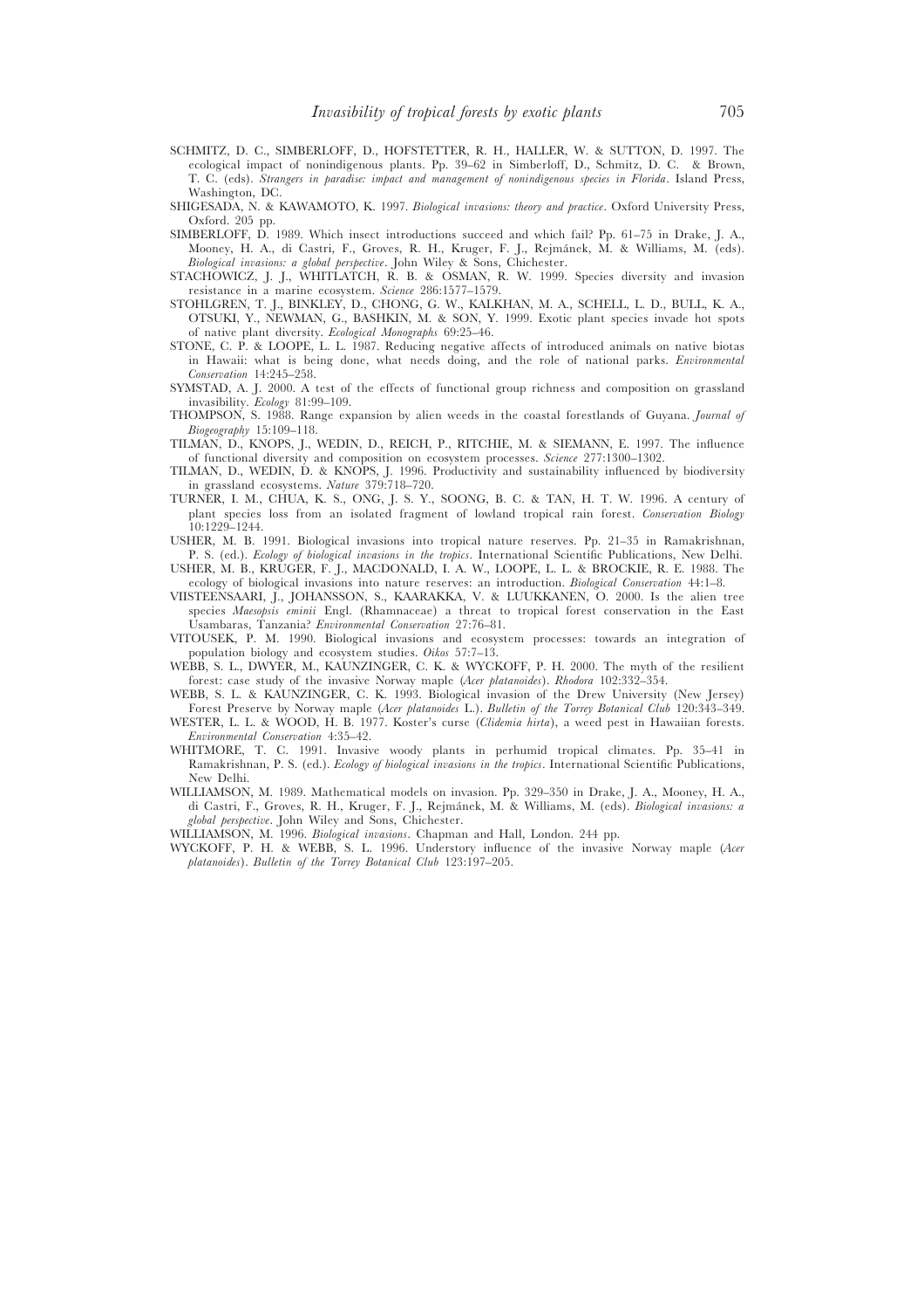SCHMITZ, D. C., SIMBERLOFF, D., HOFSTETTER, R. H., HALLER, W. & SUTTON, D. 1997. The ecological impact of nonindigenous plants. Pp. 39–62 in Simberloff, D., Schmitz, D. C. & Brown, T. C. (eds). *Strangers in paradise: impact and management of nonindigenous species in Florida*. Island Press, Washington, DC.

SHIGESADA, N. & KAWAMOTO, K. 1997. *Biological invasions: theory and practice*. Oxford University Press, Oxford. 205 pp.

SIMBERLOFF, D. 1989. Which insect introductions succeed and which fail? Pp. 61–75 in Drake, J. A., Mooney, H. A., di Castri, F., Groves, R. H., Kruger, F. J., Rejmánek, M. & Williams, M. (eds). *Biological invasions: a global perspective*. John Wiley & Sons, Chichester.

STACHOWICZ, J. J., WHITLATCH, R. B. & OSMAN, R. W. 1999. Species diversity and invasion resistance in a marine ecosystem. *Science* 286:1577–1579.

STOHLGREN, T. J., BINKLEY, D., CHONG, G. W., KALKHAN, M. A., SCHELL, L. D., BULL, K. A., OTSUKI, Y., NEWMAN, G., BASHKIN, M. & SON, Y. 1999. Exotic plant species invade hot spots of native plant diversity. *Ecological Monographs* 69:25–46.

STONE, C. P. & LOOPE, L. L. 1987. Reducing negative affects of introduced animals on native biotas in Hawaii: what is being done, what needs doing, and the role of national parks. *Environmental Conservation* 14:245–258.

SYMSTAD, A. J. 2000. A test of the effects of functional group richness and composition on grassland invasibility. *Ecology* 81:99–109.

THOMPSON, S. 1988. Range expansion by alien weeds in the coastal forestlands of Guyana. *Journal of Biogeography* 15:109–118.

TILMAN, D., KNOPS, J., WEDIN, D., REICH, P., RITCHIE, M. & SIEMANN, E. 1997. The influence of functional diversity and composition on ecosystem processes. *Science* 277:1300–1302.

TILMAN, D., WEDIN, D. & KNOPS, J. 1996. Productivity and sustainability influenced by biodiversity in grassland ecosystems. *Nature* 379:718–720.

TURNER, I. M., CHUA, K. S., ONG, J. S. Y., SOONG, B. C. & TAN, H. T. W. 1996. A century of plant species loss from an isolated fragment of lowland tropical rain forest. *Conservation Biology* 10:1229–1244.

USHER, M. B. 1991. Biological invasions into tropical nature reserves. Pp. 21–35 in Ramakrishnan, P. S. (ed.). *Ecology of biological invasions in the tropics*. International Scientific Publications, New Delhi.

USHER, M. B., KRUGER, F. J., MACDONALD, I. A. W., LOOPE, L. L. & BROCKIE, R. E. 1988. The ecology of biological invasions into nature reserves: an introduction. *Biological Conservation* 44:1–8.

VIISTEENSAARI, J., JOHANSSON, S., KAARAKKA, V. & LUUKKANEN, O. 2000. Is the alien tree species *Maesopsis eminii* Engl. (Rhamnaceae) a threat to tropical forest conservation in the East Usambaras, Tanzania? *Environmental Conservation* 27:76–81.

VITOUSEK, P. M. 1990. Biological invasions and ecosystem processes: towards an integration of population biology and ecosystem studies. *Oikos* 57:7–13.

WEBB, S. L., DWYER, M., KAUNZINGER, C. K. & WYCKOFF, P. H. 2000. The myth of the resilient forest: case study of the invasive Norway maple (*Acer platanoides*). *Rhodora* 102:332–354.

WEBB, S. L. & KAUNZINGER, C. K. 1993. Biological invasion of the Drew University (New Jersey) Forest Preserve by Norway maple (*Acer platanoides* L.). *Bulletin of the Torrey Botanical Club* 120:343–349.

WESTER, L. L. & WOOD, H. B. 1977. Koster's curse (*Clidemia hirta*), a weed pest in Hawaiian forests. *Environmental Conservation* 4:35–42.

WHITMORE, T. C. 1991. Invasive woody plants in perhumid tropical climates. Pp. 35–41 in Ramakrishnan, P. S. (ed.). *Ecology of biological invasions in the tropics*. International Scientific Publications, New Delhi.

WILLIAMSON, M. 1989. Mathematical models on invasion. Pp. 329–350 in Drake, J. A., Mooney, H. A., di Castri, F., Groves, R. H., Kruger, F. J., Rejmánek, M. & Williams, M. (eds). *Biological invasions: a global perspective*. John Wiley and Sons, Chichester.

WILLIAMSON, M. 1996. *Biological invasions*. Chapman and Hall, London. 244 pp.

WYCKOFF, P. H. & WEBB, S. L. 1996. Understory influence of the invasive Norway maple (*Acer platanoides*). *Bulletin of the Torrey Botanical Club* 123:197–205.